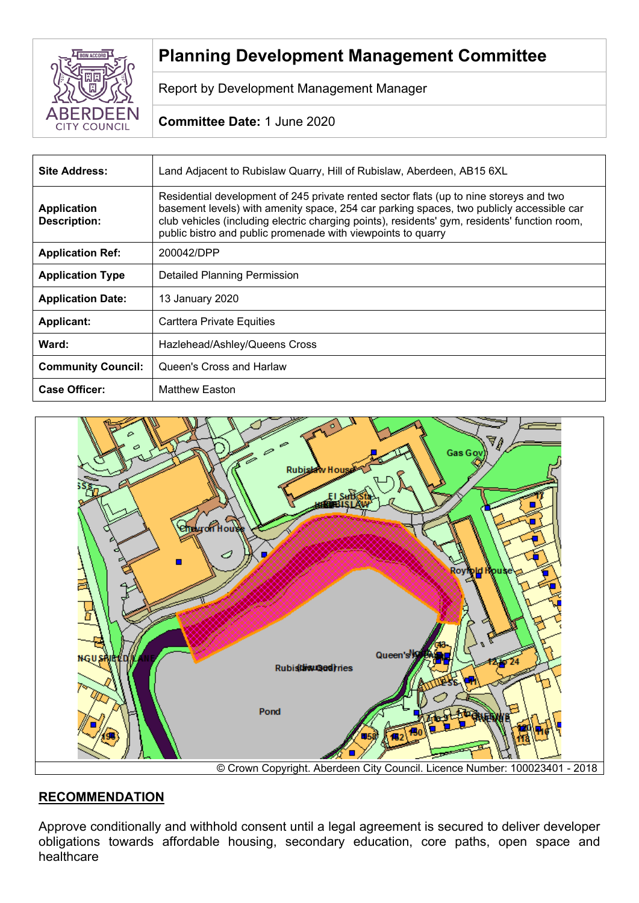# Planning Development Management Committee

Report by Development Management Manager

**Committee Date:** 1 June 2020

| | |
|---|---|
| **Site Address:** | Land Adjacent to Rubislaw Quarry, Hill of Rubislaw, Aberdeen, AB15 6XL |
| **Application Description:** | Residential development of 245 private rented sector flats (up to nine storeys and two basement levels) with amenity space, 254 car parking spaces, two publicly accessible car club vehicles (including electric charging points), residents' gym, residents' function room, public bistro and public promenade with viewpoints to quarry |
| **Application Ref:** | 200042/DPP |
| **Application Type** | Detailed Planning Permission |
| **Application Date:** | 13 January 2020 |
| **Applicant:** | Carttera Private Equities |
| **Ward:** | Hazlehead/Ashley/Queens Cross |
| **Community Council:** | Queen's Cross and Harlaw |
| **Case Officer:** | Matthew Easton |

© Crown Copyright. Aberdeen City Council. Licence Number: 100023401 - 2018

## RECOMMENDATION

Approve conditionally and withhold consent until a legal agreement is secured to deliver developer obligations towards affordable housing, secondary education, core paths, open space and healthcare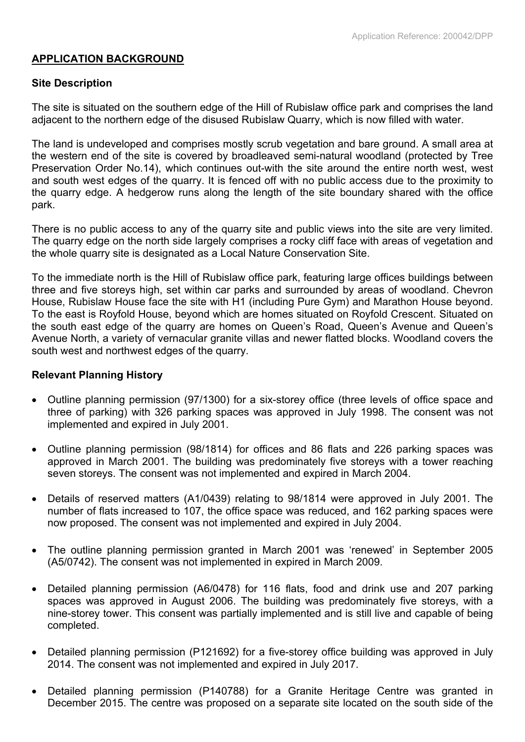## APPLICATION BACKGROUND

### Site Description

The site is situated on the southern edge of the Hill of Rubislaw office park and comprises the land adjacent to the northern edge of the disused Rubislaw Quarry, which is now filled with water.

The land is undeveloped and comprises mostly scrub vegetation and bare ground. A small area at the western end of the site is covered by broadleaved semi-natural woodland (protected by Tree Preservation Order No.14), which continues out-with the site around the entire north west, west and south west edges of the quarry. It is fenced off with no public access due to the proximity to the quarry edge. A hedgerow runs along the length of the site boundary shared with the office park.

There is no public access to any of the quarry site and public views into the site are very limited. The quarry edge on the north side largely comprises a rocky cliff face with areas of vegetation and the whole quarry site is designated as a Local Nature Conservation Site.

To the immediate north is the Hill of Rubislaw office park, featuring large offices buildings between three and five storeys high, set within car parks and surrounded by areas of woodland. Chevron House, Rubislaw House face the site with H1 (including Pure Gym) and Marathon House beyond. To the east is Royfold House, beyond which are homes situated on Royfold Crescent. Situated on the south east edge of the quarry are homes on Queen's Road, Queen's Avenue and Queen's Avenue North, a variety of vernacular granite villas and newer flatted blocks. Woodland covers the south west and northwest edges of the quarry.

### Relevant Planning History

- Outline planning permission (97/1300) for a six-storey office (three levels of office space and three of parking) with 326 parking spaces was approved in July 1998. The consent was not implemented and expired in July 2001.
- Outline planning permission (98/1814) for offices and 86 flats and 226 parking spaces was approved in March 2001. The building was predominately five storeys with a tower reaching seven storeys. The consent was not implemented and expired in March 2004.
- Details of reserved matters (A1/0439) relating to 98/1814 were approved in July 2001. The number of flats increased to 107, the office space was reduced, and 162 parking spaces were now proposed. The consent was not implemented and expired in July 2004.
- The outline planning permission granted in March 2001 was 'renewed' in September 2005 (A5/0742). The consent was not implemented in expired in March 2009.
- Detailed planning permission (A6/0478) for 116 flats, food and drink use and 207 parking spaces was approved in August 2006. The building was predominately five storeys, with a nine-storey tower. This consent was partially implemented and is still live and capable of being completed.
- Detailed planning permission (P121692) for a five-storey office building was approved in July 2014. The consent was not implemented and expired in July 2017.
- Detailed planning permission (P140788) for a Granite Heritage Centre was granted in December 2015. The centre was proposed on a separate site located on the south side of the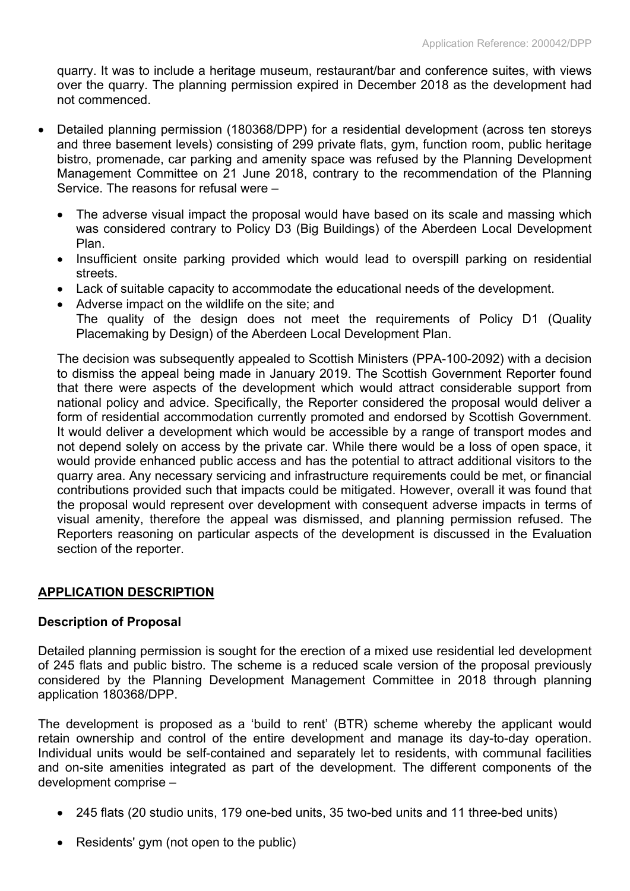quarry. It was to include a heritage museum, restaurant/bar and conference suites, with views over the quarry. The planning permission expired in December 2018 as the development had not commenced.

- Detailed planning permission (180368/DPP) for a residential development (across ten storeys and three basement levels) consisting of 299 private flats, gym, function room, public heritage bistro, promenade, car parking and amenity space was refused by the Planning Development Management Committee on 21 June 2018, contrary to the recommendation of the Planning Service. The reasons for refusal were –

  - The adverse visual impact the proposal would have based on its scale and massing which was considered contrary to Policy D3 (Big Buildings) of the Aberdeen Local Development Plan.
  - Insufficient onsite parking provided which would lead to overspill parking on residential streets.
  - Lack of suitable capacity to accommodate the educational needs of the development.
  - Adverse impact on the wildlife on the site; and
    The quality of the design does not meet the requirements of Policy D1 (Quality Placemaking by Design) of the Aberdeen Local Development Plan.

  The decision was subsequently appealed to Scottish Ministers (PPA-100-2092) with a decision to dismiss the appeal being made in January 2019. The Scottish Government Reporter found that there were aspects of the development which would attract considerable support from national policy and advice. Specifically, the Reporter considered the proposal would deliver a form of residential accommodation currently promoted and endorsed by Scottish Government. It would deliver a development which would be accessible by a range of transport modes and not depend solely on access by the private car. While there would be a loss of open space, it would provide enhanced public access and has the potential to attract additional visitors to the quarry area. Any necessary servicing and infrastructure requirements could be met, or financial contributions provided such that impacts could be mitigated. However, overall it was found that the proposal would represent over development with consequent adverse impacts in terms of visual amenity, therefore the appeal was dismissed, and planning permission refused. The Reporters reasoning on particular aspects of the development is discussed in the Evaluation section of the reporter.

## APPLICATION DESCRIPTION

### Description of Proposal

Detailed planning permission is sought for the erection of a mixed use residential led development of 245 flats and public bistro. The scheme is a reduced scale version of the proposal previously considered by the Planning Development Management Committee in 2018 through planning application 180368/DPP.

The development is proposed as a 'build to rent' (BTR) scheme whereby the applicant would retain ownership and control of the entire development and manage its day-to-day operation. Individual units would be self-contained and separately let to residents, with communal facilities and on-site amenities integrated as part of the development. The different components of the development comprise –

- 245 flats (20 studio units, 179 one-bed units, 35 two-bed units and 11 three-bed units)
- Residents' gym (not open to the public)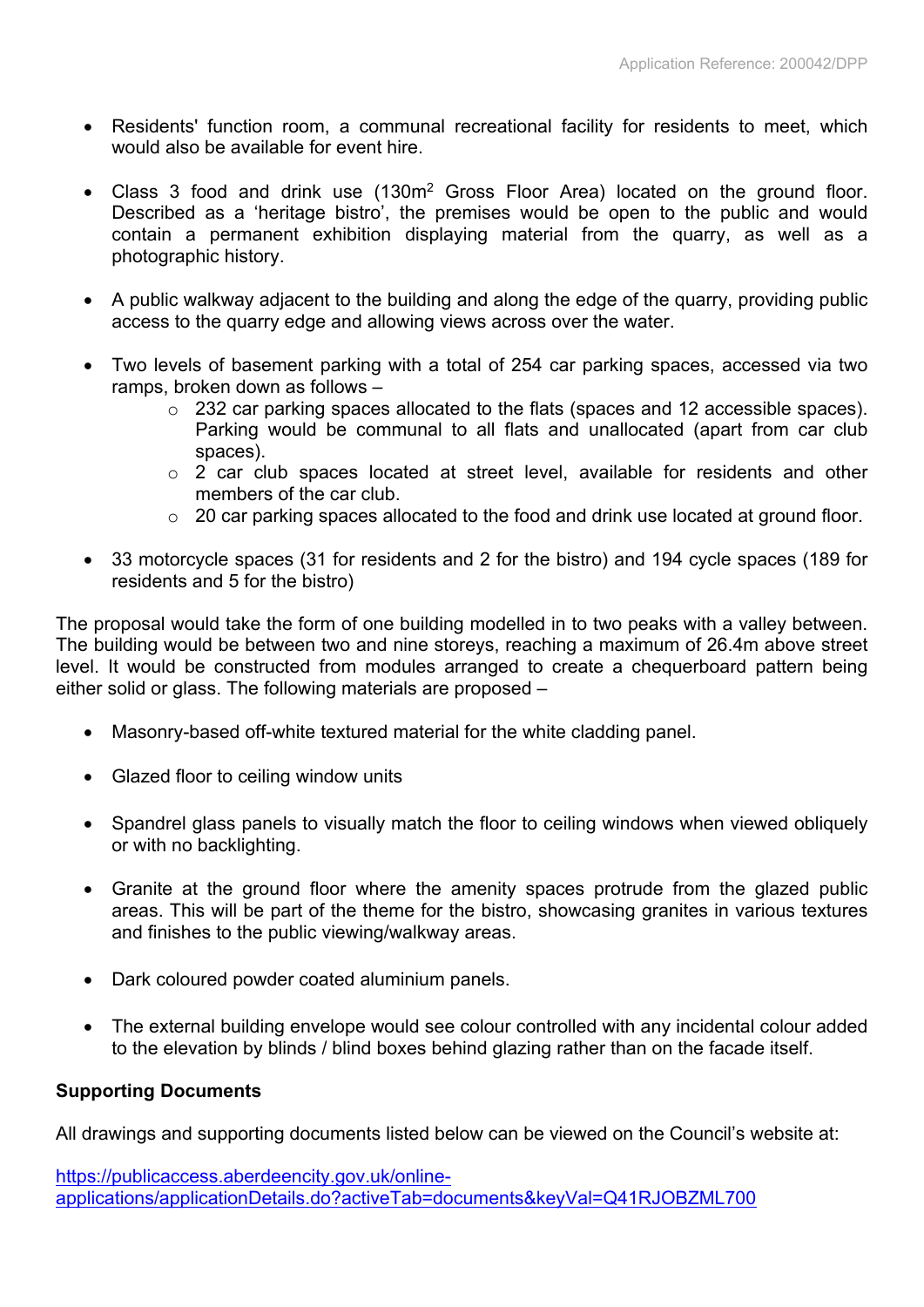- Residents' function room, a communal recreational facility for residents to meet, which would also be available for event hire.

- Class 3 food and drink use (130m$^2$ Gross Floor Area) located on the ground floor. Described as a 'heritage bistro', the premises would be open to the public and would contain a permanent exhibition displaying material from the quarry, as well as a photographic history.

- A public walkway adjacent to the building and along the edge of the quarry, providing public access to the quarry edge and allowing views across over the water.

- Two levels of basement parking with a total of 254 car parking spaces, accessed via two ramps, broken down as follows –
    - 232 car parking spaces allocated to the flats (spaces and 12 accessible spaces). Parking would be communal to all flats and unallocated (apart from car club spaces).
    - 2 car club spaces located at street level, available for residents and other members of the car club.
    - 20 car parking spaces allocated to the food and drink use located at ground floor.

- 33 motorcycle spaces (31 for residents and 2 for the bistro) and 194 cycle spaces (189 for residents and 5 for the bistro)

The proposal would take the form of one building modelled in to two peaks with a valley between. The building would be between two and nine storeys, reaching a maximum of 26.4m above street level. It would be constructed from modules arranged to create a chequerboard pattern being either solid or glass. The following materials are proposed –

- Masonry-based off-white textured material for the white cladding panel.

- Glazed floor to ceiling window units

- Spandrel glass panels to visually match the floor to ceiling windows when viewed obliquely or with no backlighting.

- Granite at the ground floor where the amenity spaces protrude from the glazed public areas. This will be part of the theme for the bistro, showcasing granites in various textures and finishes to the public viewing/walkway areas.

- Dark coloured powder coated aluminium panels.

- The external building envelope would see colour controlled with any incidental colour added to the elevation by blinds / blind boxes behind glazing rather than on the facade itself.

**Supporting Documents**

All drawings and supporting documents listed below can be viewed on the Council's website at:

[https://publicaccess.aberdeencity.gov.uk/online-applications/applicationDetails.do?activeTab=documents&keyVal=Q41RJOBZML700](https://publicaccess.aberdeencity.gov.uk/online-applications/applicationDetails.do?activeTab=documents&keyVal=Q41RJOBZML700)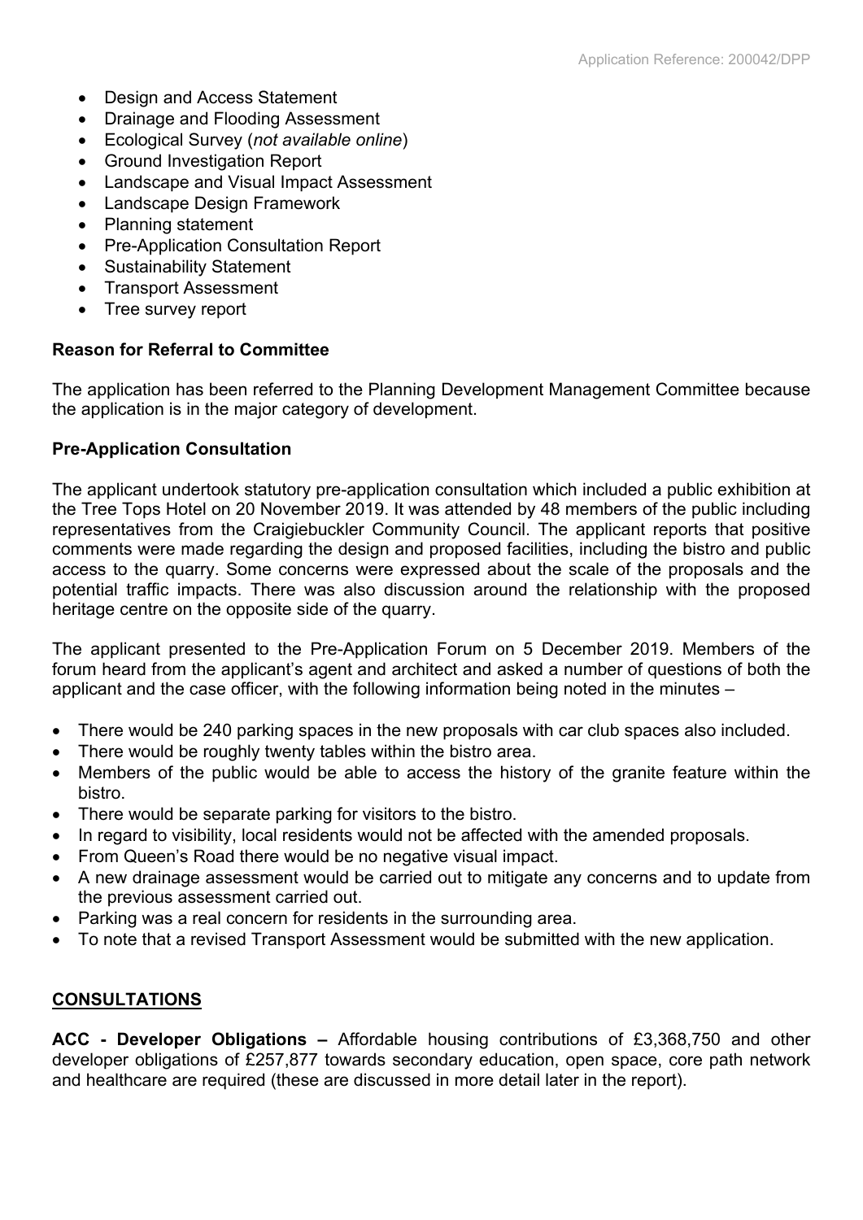- Design and Access Statement
- Drainage and Flooding Assessment
- Ecological Survey (*not available online*)
- Ground Investigation Report
- Landscape and Visual Impact Assessment
- Landscape Design Framework
- Planning statement
- Pre-Application Consultation Report
- Sustainability Statement
- Transport Assessment
- Tree survey report

**Reason for Referral to Committee**

The application has been referred to the Planning Development Management Committee because the application is in the major category of development.

**Pre-Application Consultation**

The applicant undertook statutory pre-application consultation which included a public exhibition at the Tree Tops Hotel on 20 November 2019. It was attended by 48 members of the public including representatives from the Craigiebuckler Community Council. The applicant reports that positive comments were made regarding the design and proposed facilities, including the bistro and public access to the quarry. Some concerns were expressed about the scale of the proposals and the potential traffic impacts. There was also discussion around the relationship with the proposed heritage centre on the opposite side of the quarry.

The applicant presented to the Pre-Application Forum on 5 December 2019. Members of the forum heard from the applicant's agent and architect and asked a number of questions of both the applicant and the case officer, with the following information being noted in the minutes –

- There would be 240 parking spaces in the new proposals with car club spaces also included.
- There would be roughly twenty tables within the bistro area.
- Members of the public would be able to access the history of the granite feature within the bistro.
- There would be separate parking for visitors to the bistro.
- In regard to visibility, local residents would not be affected with the amended proposals.
- From Queen's Road there would be no negative visual impact.
- A new drainage assessment would be carried out to mitigate any concerns and to update from the previous assessment carried out.
- Parking was a real concern for residents in the surrounding area.
- To note that a revised Transport Assessment would be submitted with the new application.

**CONSULTATIONS**

**ACC - Developer Obligations –** Affordable housing contributions of £3,368,750 and other developer obligations of £257,877 towards secondary education, open space, core path network and healthcare are required (these are discussed in more detail later in the report).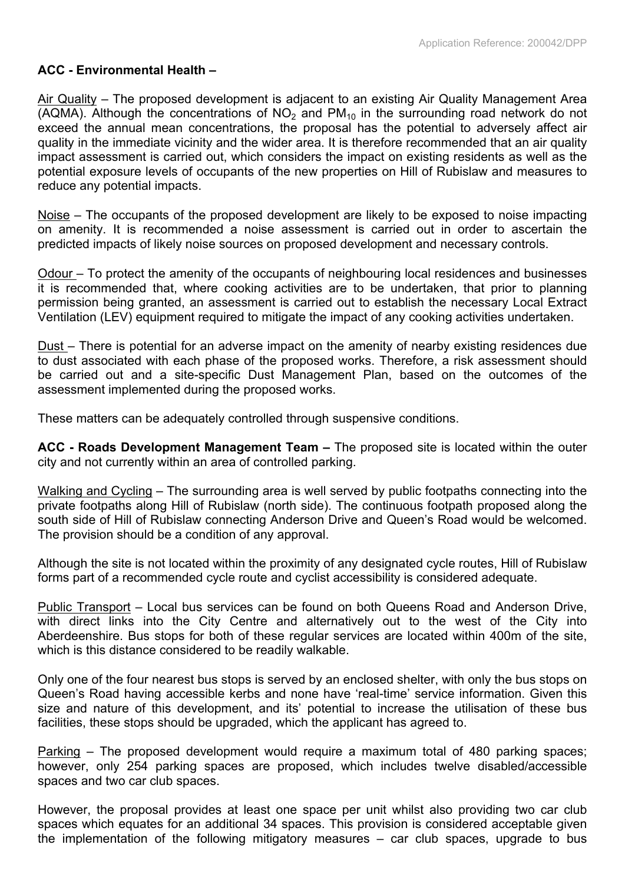**ACC - Environmental Health –**

Air Quality – The proposed development is adjacent to an existing Air Quality Management Area (AQMA). Although the concentrations of $NO_2$ and $PM_{10}$ in the surrounding road network do not exceed the annual mean concentrations, the proposal has the potential to adversely affect air quality in the immediate vicinity and the wider area. It is therefore recommended that an air quality impact assessment is carried out, which considers the impact on existing residents as well as the potential exposure levels of occupants of the new properties on Hill of Rubislaw and measures to reduce any potential impacts.

Noise – The occupants of the proposed development are likely to be exposed to noise impacting on amenity. It is recommended a noise assessment is carried out in order to ascertain the predicted impacts of likely noise sources on proposed development and necessary controls.

Odour – To protect the amenity of the occupants of neighbouring local residences and businesses it is recommended that, where cooking activities are to be undertaken, that prior to planning permission being granted, an assessment is carried out to establish the necessary Local Extract Ventilation (LEV) equipment required to mitigate the impact of any cooking activities undertaken.

Dust – There is potential for an adverse impact on the amenity of nearby existing residences due to dust associated with each phase of the proposed works. Therefore, a risk assessment should be carried out and a site-specific Dust Management Plan, based on the outcomes of the assessment implemented during the proposed works.

These matters can be adequately controlled through suspensive conditions.

**ACC - Roads Development Management Team –** The proposed site is located within the outer city and not currently within an area of controlled parking.

Walking and Cycling – The surrounding area is well served by public footpaths connecting into the private footpaths along Hill of Rubislaw (north side). The continuous footpath proposed along the south side of Hill of Rubislaw connecting Anderson Drive and Queen's Road would be welcomed. The provision should be a condition of any approval.

Although the site is not located within the proximity of any designated cycle routes, Hill of Rubislaw forms part of a recommended cycle route and cyclist accessibility is considered adequate.

Public Transport – Local bus services can be found on both Queens Road and Anderson Drive, with direct links into the City Centre and alternatively out to the west of the City into Aberdeenshire. Bus stops for both of these regular services are located within 400m of the site, which is this distance considered to be readily walkable.

Only one of the four nearest bus stops is served by an enclosed shelter, with only the bus stops on Queen's Road having accessible kerbs and none have 'real-time' service information. Given this size and nature of this development, and its' potential to increase the utilisation of these bus facilities, these stops should be upgraded, which the applicant has agreed to.

Parking – The proposed development would require a maximum total of 480 parking spaces; however, only 254 parking spaces are proposed, which includes twelve disabled/accessible spaces and two car club spaces.

However, the proposal provides at least one space per unit whilst also providing two car club spaces which equates for an additional 34 spaces. This provision is considered acceptable given the implementation of the following mitigatory measures – car club spaces, upgrade to bus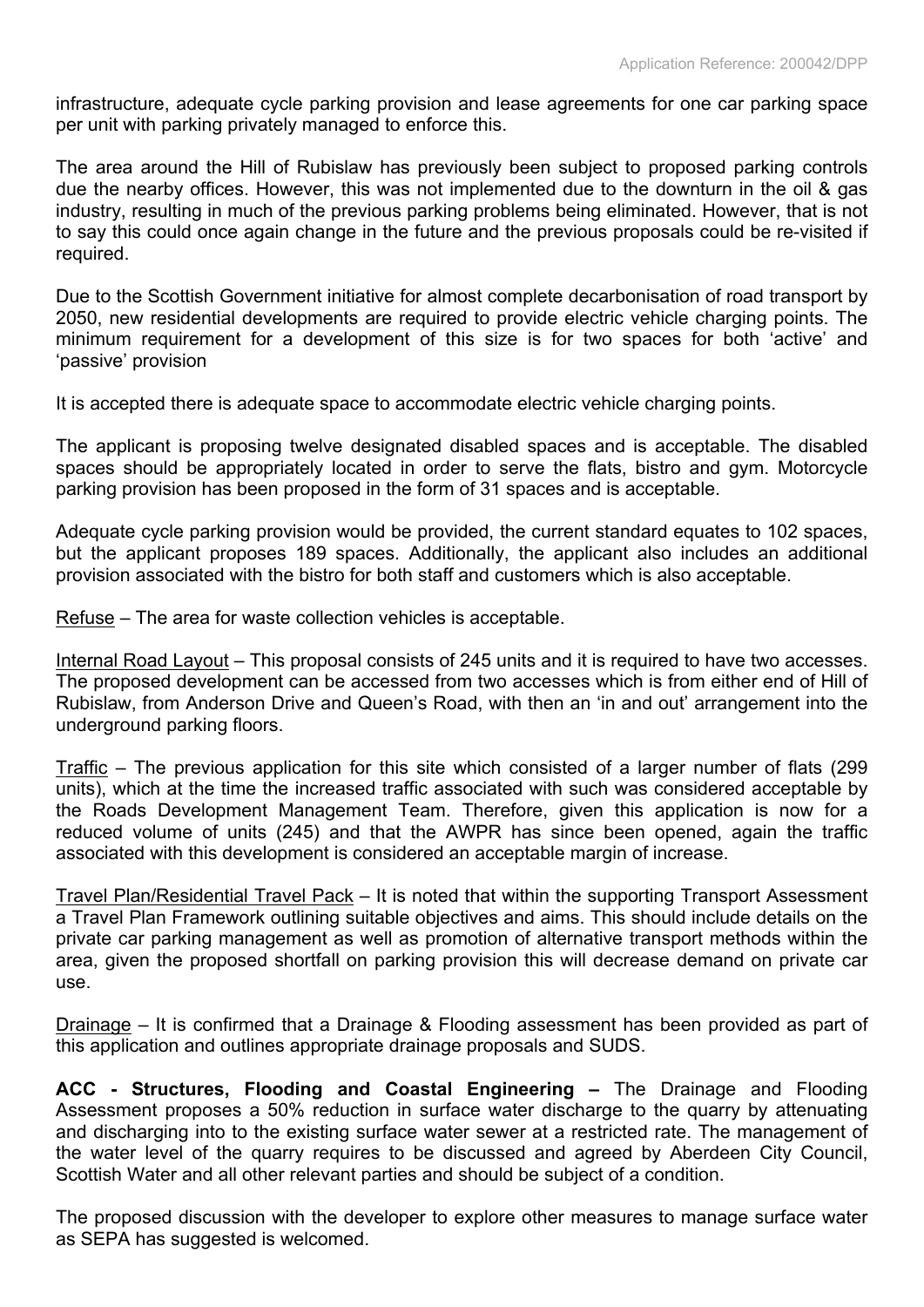infrastructure, adequate cycle parking provision and lease agreements for one car parking space per unit with parking privately managed to enforce this.

The area around the Hill of Rubislaw has previously been subject to proposed parking controls due the nearby offices. However, this was not implemented due to the downturn in the oil & gas industry, resulting in much of the previous parking problems being eliminated. However, that is not to say this could once again change in the future and the previous proposals could be re-visited if required.

Due to the Scottish Government initiative for almost complete decarbonisation of road transport by 2050, new residential developments are required to provide electric vehicle charging points. The minimum requirement for a development of this size is for two spaces for both 'active' and 'passive' provision

It is accepted there is adequate space to accommodate electric vehicle charging points.

The applicant is proposing twelve designated disabled spaces and is acceptable. The disabled spaces should be appropriately located in order to serve the flats, bistro and gym. Motorcycle parking provision has been proposed in the form of 31 spaces and is acceptable.

Adequate cycle parking provision would be provided, the current standard equates to 102 spaces, but the applicant proposes 189 spaces. Additionally, the applicant also includes an additional provision associated with the bistro for both staff and customers which is also acceptable.

Refuse – The area for waste collection vehicles is acceptable.

Internal Road Layout – This proposal consists of 245 units and it is required to have two accesses. The proposed development can be accessed from two accesses which is from either end of Hill of Rubislaw, from Anderson Drive and Queen's Road, with then an 'in and out' arrangement into the underground parking floors.

Traffic – The previous application for this site which consisted of a larger number of flats (299 units), which at the time the increased traffic associated with such was considered acceptable by the Roads Development Management Team. Therefore, given this application is now for a reduced volume of units (245) and that the AWPR has since been opened, again the traffic associated with this development is considered an acceptable margin of increase.

Travel Plan/Residential Travel Pack – It is noted that within the supporting Transport Assessment a Travel Plan Framework outlining suitable objectives and aims. This should include details on the private car parking management as well as promotion of alternative transport methods within the area, given the proposed shortfall on parking provision this will decrease demand on private car use.

Drainage – It is confirmed that a Drainage & Flooding assessment has been provided as part of this application and outlines appropriate drainage proposals and SUDS.

**ACC - Structures, Flooding and Coastal Engineering –** The Drainage and Flooding Assessment proposes a 50% reduction in surface water discharge to the quarry by attenuating and discharging into to the existing surface water sewer at a restricted rate. The management of the water level of the quarry requires to be discussed and agreed by Aberdeen City Council, Scottish Water and all other relevant parties and should be subject of a condition.

The proposed discussion with the developer to explore other measures to manage surface water as SEPA has suggested is welcomed.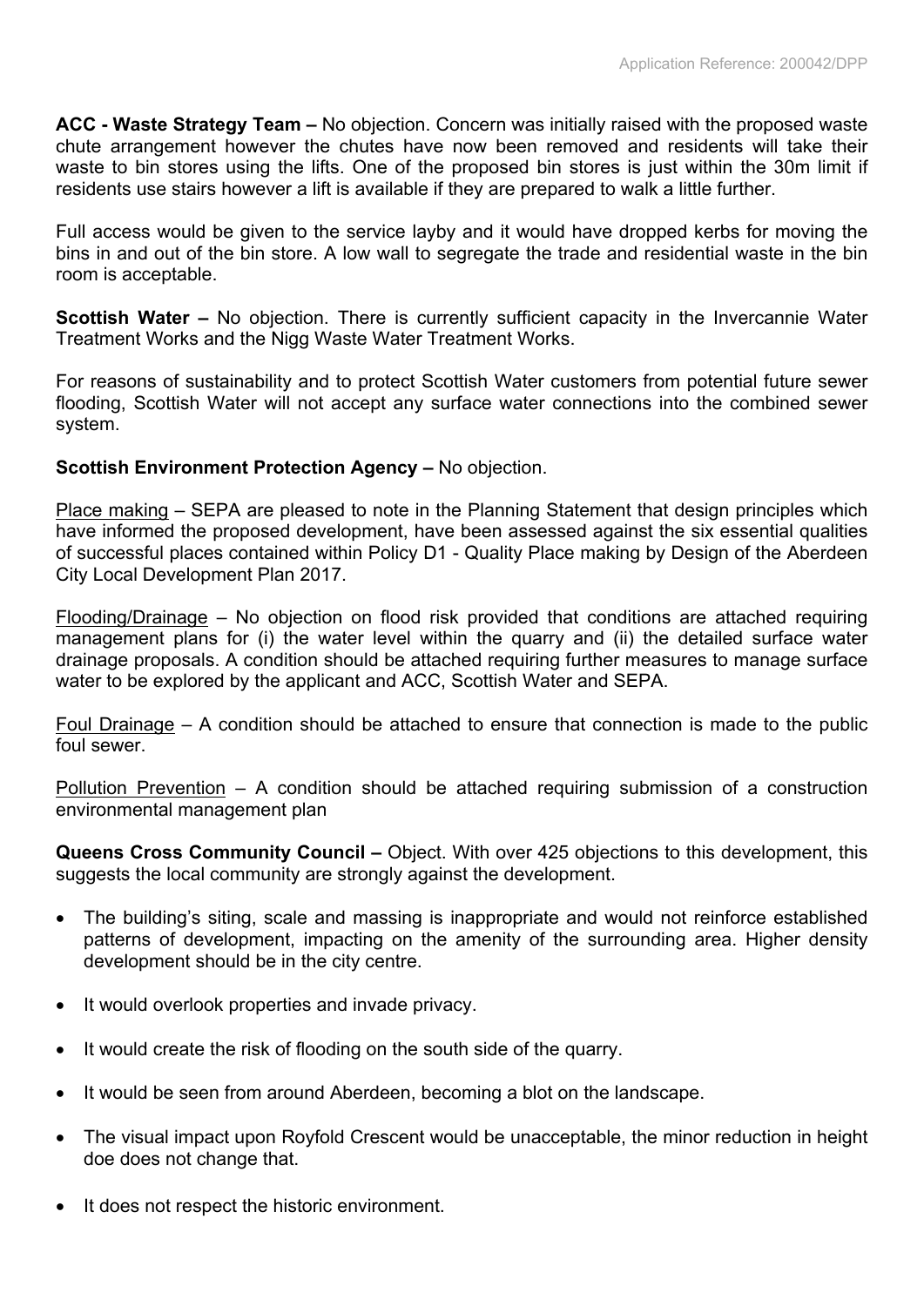**ACC - Waste Strategy Team –** No objection. Concern was initially raised with the proposed waste chute arrangement however the chutes have now been removed and residents will take their waste to bin stores using the lifts. One of the proposed bin stores is just within the 30m limit if residents use stairs however a lift is available if they are prepared to walk a little further.

Full access would be given to the service layby and it would have dropped kerbs for moving the bins in and out of the bin store. A low wall to segregate the trade and residential waste in the bin room is acceptable.

**Scottish Water –** No objection. There is currently sufficient capacity in the Invercannie Water Treatment Works and the Nigg Waste Water Treatment Works.

For reasons of sustainability and to protect Scottish Water customers from potential future sewer flooding, Scottish Water will not accept any surface water connections into the combined sewer system.

**Scottish Environment Protection Agency –** No objection.

<u>Place making</u> – SEPA are pleased to note in the Planning Statement that design principles which have informed the proposed development, have been assessed against the six essential qualities of successful places contained within Policy D1 - Quality Place making by Design of the Aberdeen City Local Development Plan 2017.

<u>Flooding/Drainage</u> – No objection on flood risk provided that conditions are attached requiring management plans for (i) the water level within the quarry and (ii) the detailed surface water drainage proposals. A condition should be attached requiring further measures to manage surface water to be explored by the applicant and ACC, Scottish Water and SEPA.

<u>Foul Drainage</u> – A condition should be attached to ensure that connection is made to the public foul sewer.

<u>Pollution Prevention</u> – A condition should be attached requiring submission of a construction environmental management plan

**Queens Cross Community Council –** Object. With over 425 objections to this development, this suggests the local community are strongly against the development.

- The building's siting, scale and massing is inappropriate and would not reinforce established patterns of development, impacting on the amenity of the surrounding area. Higher density development should be in the city centre.
- It would overlook properties and invade privacy.
- It would create the risk of flooding on the south side of the quarry.
- It would be seen from around Aberdeen, becoming a blot on the landscape.
- The visual impact upon Royfold Crescent would be unacceptable, the minor reduction in height doe does not change that.
- It does not respect the historic environment.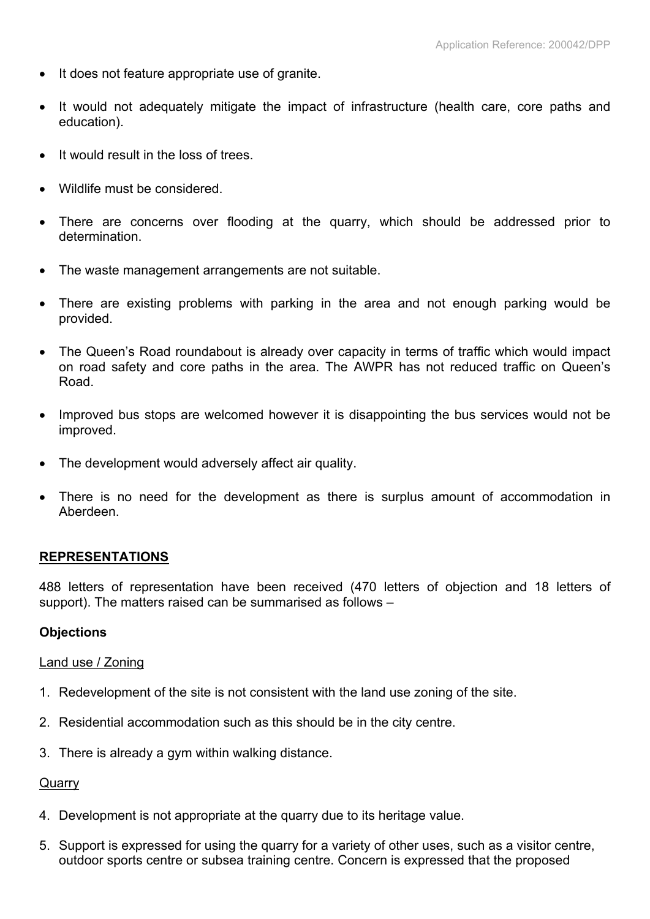- It does not feature appropriate use of granite.

- It would not adequately mitigate the impact of infrastructure (health care, core paths and education).

- It would result in the loss of trees.

- Wildlife must be considered.

- There are concerns over flooding at the quarry, which should be addressed prior to determination.

- The waste management arrangements are not suitable.

- There are existing problems with parking in the area and not enough parking would be provided.

- The Queen's Road roundabout is already over capacity in terms of traffic which would impact on road safety and core paths in the area. The AWPR has not reduced traffic on Queen's Road.

- Improved bus stops are welcomed however it is disappointing the bus services would not be improved.

- The development would adversely affect air quality.

- There is no need for the development as there is surplus amount of accommodation in Aberdeen.

## REPRESENTATIONS

488 letters of representation have been received (470 letters of objection and 18 letters of support). The matters raised can be summarised as follows –

### Objections

Land use / Zoning

1. Redevelopment of the site is not consistent with the land use zoning of the site.

2. Residential accommodation such as this should be in the city centre.

3. There is already a gym within walking distance.

Quarry

4. Development is not appropriate at the quarry due to its heritage value.

5. Support is expressed for using the quarry for a variety of other uses, such as a visitor centre, outdoor sports centre or subsea training centre. Concern is expressed that the proposed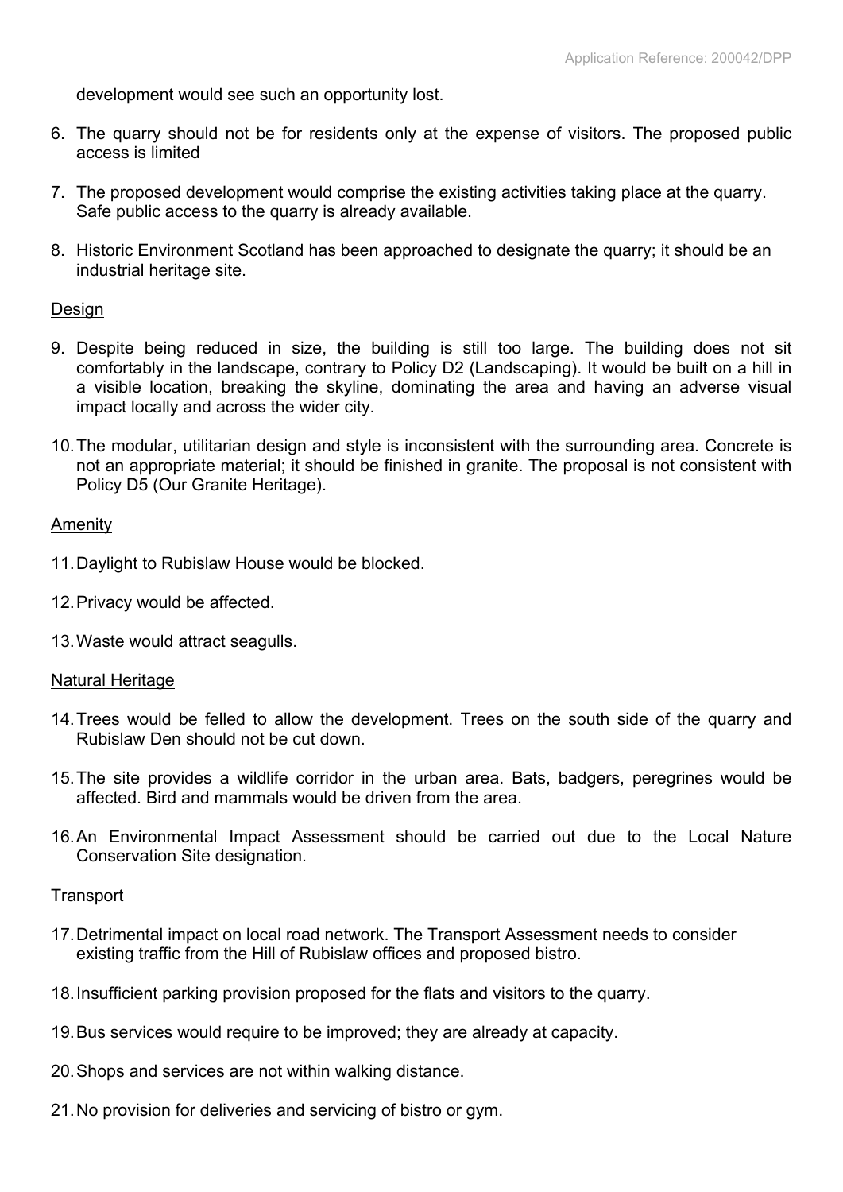development would see such an opportunity lost.

6. The quarry should not be for residents only at the expense of visitors. The proposed public access is limited

7. The proposed development would comprise the existing activities taking place at the quarry. Safe public access to the quarry is already available.

8. Historic Environment Scotland has been approached to designate the quarry; it should be an industrial heritage site.

Design

9. Despite being reduced in size, the building is still too large. The building does not sit comfortably in the landscape, contrary to Policy D2 (Landscaping). It would be built on a hill in a visible location, breaking the skyline, dominating the area and having an adverse visual impact locally and across the wider city.

10. The modular, utilitarian design and style is inconsistent with the surrounding area. Concrete is not an appropriate material; it should be finished in granite. The proposal is not consistent with Policy D5 (Our Granite Heritage).

Amenity

11. Daylight to Rubislaw House would be blocked.

12. Privacy would be affected.

13. Waste would attract seagulls.

Natural Heritage

14. Trees would be felled to allow the development. Trees on the south side of the quarry and Rubislaw Den should not be cut down.

15. The site provides a wildlife corridor in the urban area. Bats, badgers, peregrines would be affected. Bird and mammals would be driven from the area.

16. An Environmental Impact Assessment should be carried out due to the Local Nature Conservation Site designation.

Transport

17. Detrimental impact on local road network. The Transport Assessment needs to consider existing traffic from the Hill of Rubislaw offices and proposed bistro.

18. Insufficient parking provision proposed for the flats and visitors to the quarry.

19. Bus services would require to be improved; they are already at capacity.

20. Shops and services are not within walking distance.

21. No provision for deliveries and servicing of bistro or gym.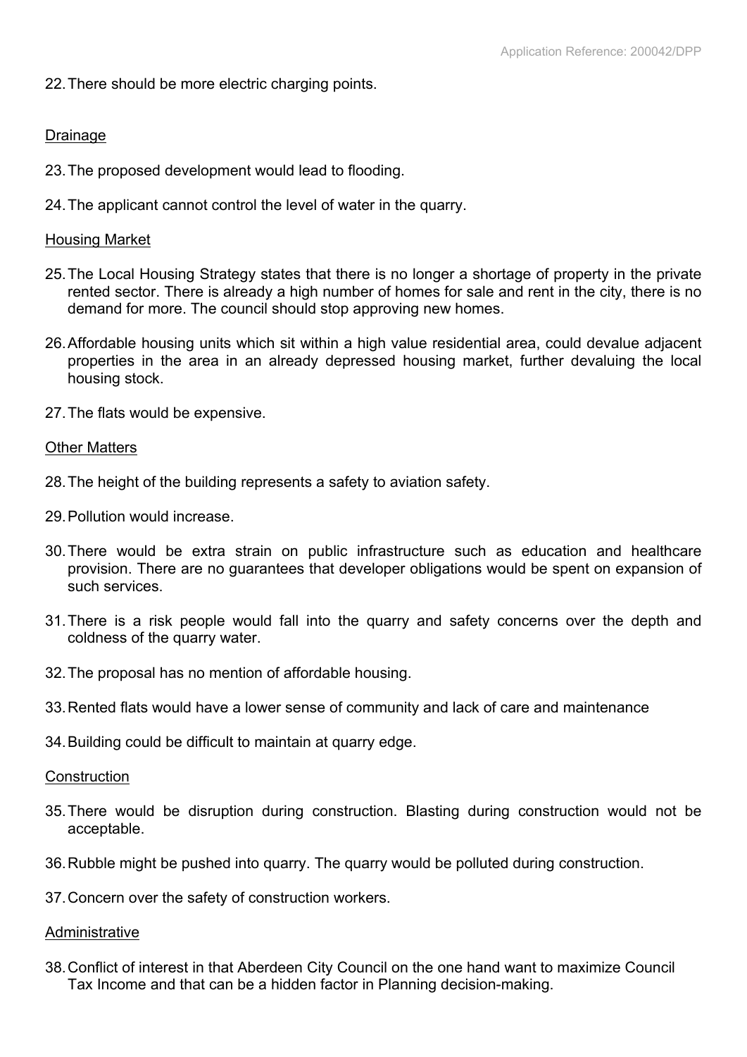22. There should be more electric charging points.

Drainage

23. The proposed development would lead to flooding.

24. The applicant cannot control the level of water in the quarry.

Housing Market

25. The Local Housing Strategy states that there is no longer a shortage of property in the private rented sector. There is already a high number of homes for sale and rent in the city, there is no demand for more. The council should stop approving new homes.

26. Affordable housing units which sit within a high value residential area, could devalue adjacent properties in the area in an already depressed housing market, further devaluing the local housing stock.

27. The flats would be expensive.

Other Matters

28. The height of the building represents a safety to aviation safety.

29. Pollution would increase.

30. There would be extra strain on public infrastructure such as education and healthcare provision. There are no guarantees that developer obligations would be spent on expansion of such services.

31. There is a risk people would fall into the quarry and safety concerns over the depth and coldness of the quarry water.

32. The proposal has no mention of affordable housing.

33. Rented flats would have a lower sense of community and lack of care and maintenance

34. Building could be difficult to maintain at quarry edge.

Construction

35. There would be disruption during construction. Blasting during construction would not be acceptable.

36. Rubble might be pushed into quarry. The quarry would be polluted during construction.

37. Concern over the safety of construction workers.

Administrative

38. Conflict of interest in that Aberdeen City Council on the one hand want to maximize Council Tax Income and that can be a hidden factor in Planning decision-making.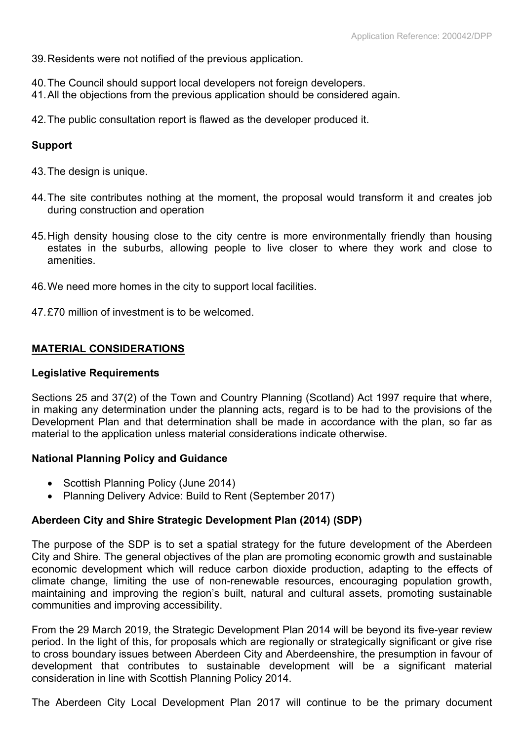39. Residents were not notified of the previous application.

40. The Council should support local developers not foreign developers.
41. All the objections from the previous application should be considered again.

42. The public consultation report is flawed as the developer produced it.

**Support**

43. The design is unique.

44. The site contributes nothing at the moment, the proposal would transform it and creates job during construction and operation

45. High density housing close to the city centre is more environmentally friendly than housing estates in the suburbs, allowing people to live closer to where they work and close to amenities.

46. We need more homes in the city to support local facilities.

47. £70 million of investment is to be welcomed.

## MATERIAL CONSIDERATIONS

**Legislative Requirements**

Sections 25 and 37(2) of the Town and Country Planning (Scotland) Act 1997 require that where, in making any determination under the planning acts, regard is to be had to the provisions of the Development Plan and that determination shall be made in accordance with the plan, so far as material to the application unless material considerations indicate otherwise.

**National Planning Policy and Guidance**

- Scottish Planning Policy (June 2014)
- Planning Delivery Advice: Build to Rent (September 2017)

**Aberdeen City and Shire Strategic Development Plan (2014) (SDP)**

The purpose of the SDP is to set a spatial strategy for the future development of the Aberdeen City and Shire. The general objectives of the plan are promoting economic growth and sustainable economic development which will reduce carbon dioxide production, adapting to the effects of climate change, limiting the use of non-renewable resources, encouraging population growth, maintaining and improving the region's built, natural and cultural assets, promoting sustainable communities and improving accessibility.

From the 29 March 2019, the Strategic Development Plan 2014 will be beyond its five-year review period. In the light of this, for proposals which are regionally or strategically significant or give rise to cross boundary issues between Aberdeen City and Aberdeenshire, the presumption in favour of development that contributes to sustainable development will be a significant material consideration in line with Scottish Planning Policy 2014.

The Aberdeen City Local Development Plan 2017 will continue to be the primary document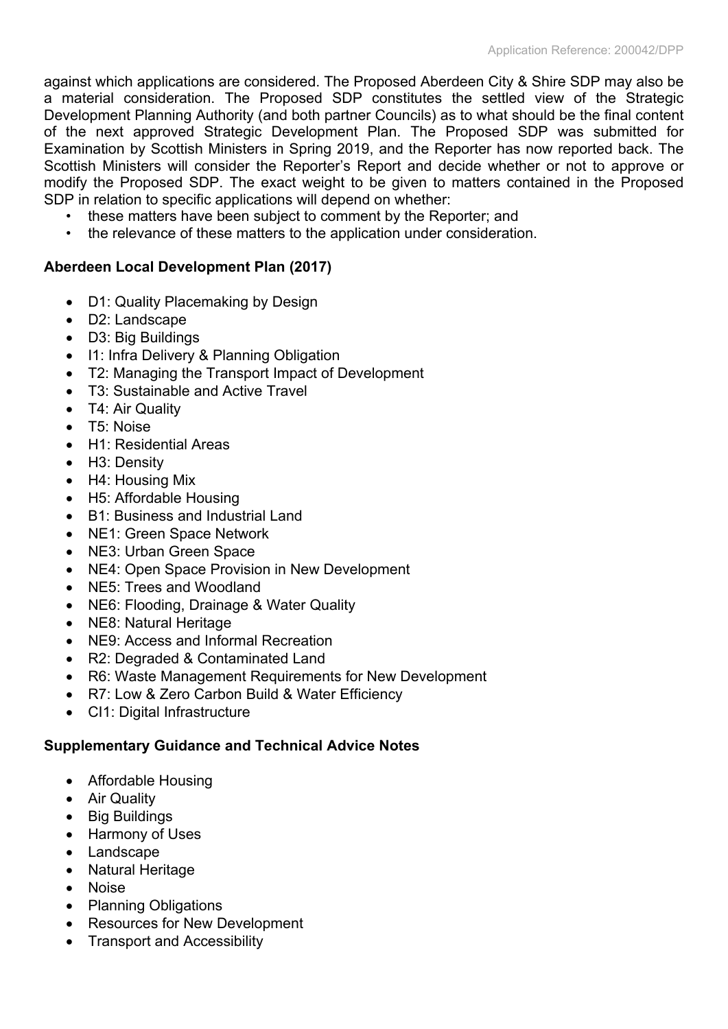against which applications are considered. The Proposed Aberdeen City & Shire SDP may also be a material consideration. The Proposed SDP constitutes the settled view of the Strategic Development Planning Authority (and both partner Councils) as to what should be the final content of the next approved Strategic Development Plan. The Proposed SDP was submitted for Examination by Scottish Ministers in Spring 2019, and the Reporter has now reported back. The Scottish Ministers will consider the Reporter's Report and decide whether or not to approve or modify the Proposed SDP. The exact weight to be given to matters contained in the Proposed SDP in relation to specific applications will depend on whether:

- these matters have been subject to comment by the Reporter; and
- the relevance of these matters to the application under consideration.

**Aberdeen Local Development Plan (2017)**

- D1: Quality Placemaking by Design
- D2: Landscape
- D3: Big Buildings
- I1: Infra Delivery & Planning Obligation
- T2: Managing the Transport Impact of Development
- T3: Sustainable and Active Travel
- T4: Air Quality
- T5: Noise
- H1: Residential Areas
- H3: Density
- H4: Housing Mix
- H5: Affordable Housing
- B1: Business and Industrial Land
- NE1: Green Space Network
- NE3: Urban Green Space
- NE4: Open Space Provision in New Development
- NE5: Trees and Woodland
- NE6: Flooding, Drainage & Water Quality
- NE8: Natural Heritage
- NE9: Access and Informal Recreation
- R2: Degraded & Contaminated Land
- R6: Waste Management Requirements for New Development
- R7: Low & Zero Carbon Build & Water Efficiency
- CI1: Digital Infrastructure

**Supplementary Guidance and Technical Advice Notes**

- Affordable Housing
- Air Quality
- Big Buildings
- Harmony of Uses
- Landscape
- Natural Heritage
- Noise
- Planning Obligations
- Resources for New Development
- Transport and Accessibility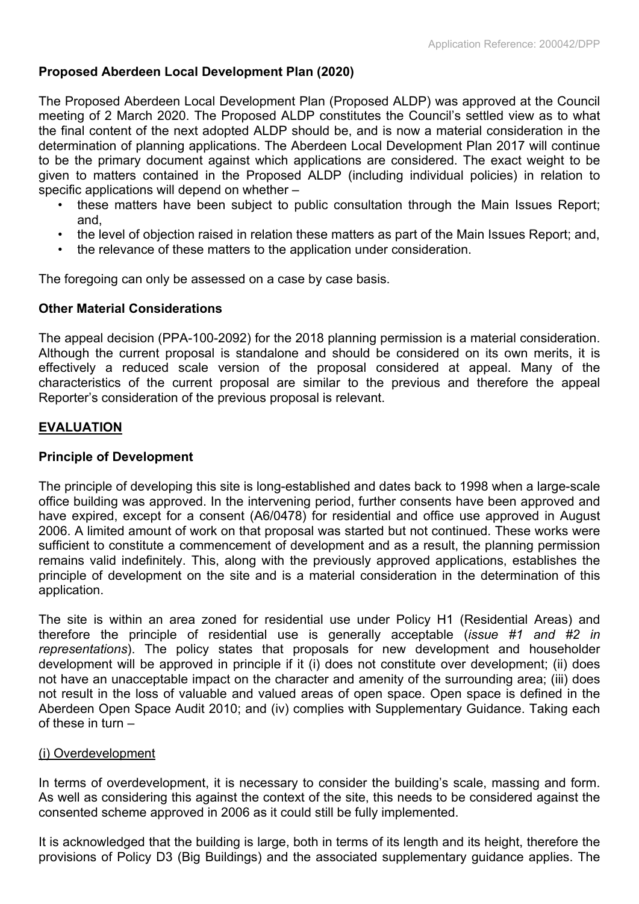**Proposed Aberdeen Local Development Plan (2020)**

The Proposed Aberdeen Local Development Plan (Proposed ALDP) was approved at the Council meeting of 2 March 2020. The Proposed ALDP constitutes the Council's settled view as to what the final content of the next adopted ALDP should be, and is now a material consideration in the determination of planning applications. The Aberdeen Local Development Plan 2017 will continue to be the primary document against which applications are considered. The exact weight to be given to matters contained in the Proposed ALDP (including individual policies) in relation to specific applications will depend on whether –

- these matters have been subject to public consultation through the Main Issues Report; and,
- the level of objection raised in relation these matters as part of the Main Issues Report; and,
- the relevance of these matters to the application under consideration.

The foregoing can only be assessed on a case by case basis.

**Other Material Considerations**

The appeal decision (PPA-100-2092) for the 2018 planning permission is a material consideration. Although the current proposal is standalone and should be considered on its own merits, it is effectively a reduced scale version of the proposal considered at appeal. Many of the characteristics of the current proposal are similar to the previous and therefore the appeal Reporter's consideration of the previous proposal is relevant.

## EVALUATION

**Principle of Development**

The principle of developing this site is long-established and dates back to 1998 when a large-scale office building was approved. In the intervening period, further consents have been approved and have expired, except for a consent (A6/0478) for residential and office use approved in August 2006. A limited amount of work on that proposal was started but not continued. These works were sufficient to constitute a commencement of development and as a result, the planning permission remains valid indefinitely. This, along with the previously approved applications, establishes the principle of development on the site and is a material consideration in the determination of this application.

The site is within an area zoned for residential use under Policy H1 (Residential Areas) and therefore the principle of residential use is generally acceptable (*issue #1 and #2 in representations*). The policy states that proposals for new development and householder development will be approved in principle if it (i) does not constitute over development; (ii) does not have an unacceptable impact on the character and amenity of the surrounding area; (iii) does not result in the loss of valuable and valued areas of open space. Open space is defined in the Aberdeen Open Space Audit 2010; and (iv) complies with Supplementary Guidance. Taking each of these in turn –

(i) Overdevelopment

In terms of overdevelopment, it is necessary to consider the building's scale, massing and form. As well as considering this against the context of the site, this needs to be considered against the consented scheme approved in 2006 as it could still be fully implemented.

It is acknowledged that the building is large, both in terms of its length and its height, therefore the provisions of Policy D3 (Big Buildings) and the associated supplementary guidance applies. The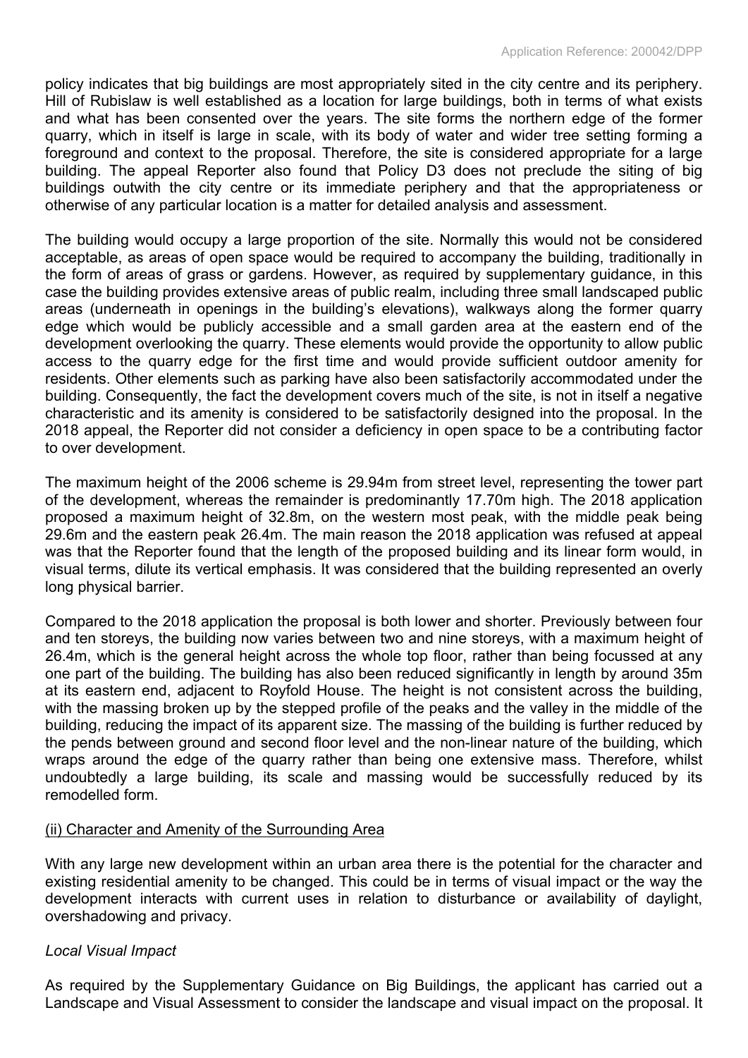policy indicates that big buildings are most appropriately sited in the city centre and its periphery. Hill of Rubislaw is well established as a location for large buildings, both in terms of what exists and what has been consented over the years. The site forms the northern edge of the former quarry, which in itself is large in scale, with its body of water and wider tree setting forming a foreground and context to the proposal. Therefore, the site is considered appropriate for a large building. The appeal Reporter also found that Policy D3 does not preclude the siting of big buildings outwith the city centre or its immediate periphery and that the appropriateness or otherwise of any particular location is a matter for detailed analysis and assessment.

The building would occupy a large proportion of the site. Normally this would not be considered acceptable, as areas of open space would be required to accompany the building, traditionally in the form of areas of grass or gardens. However, as required by supplementary guidance, in this case the building provides extensive areas of public realm, including three small landscaped public areas (underneath in openings in the building's elevations), walkways along the former quarry edge which would be publicly accessible and a small garden area at the eastern end of the development overlooking the quarry. These elements would provide the opportunity to allow public access to the quarry edge for the first time and would provide sufficient outdoor amenity for residents. Other elements such as parking have also been satisfactorily accommodated under the building. Consequently, the fact the development covers much of the site, is not in itself a negative characteristic and its amenity is considered to be satisfactorily designed into the proposal. In the 2018 appeal, the Reporter did not consider a deficiency in open space to be a contributing factor to over development.

The maximum height of the 2006 scheme is 29.94m from street level, representing the tower part of the development, whereas the remainder is predominantly 17.70m high. The 2018 application proposed a maximum height of 32.8m, on the western most peak, with the middle peak being 29.6m and the eastern peak 26.4m. The main reason the 2018 application was refused at appeal was that the Reporter found that the length of the proposed building and its linear form would, in visual terms, dilute its vertical emphasis. It was considered that the building represented an overly long physical barrier.

Compared to the 2018 application the proposal is both lower and shorter. Previously between four and ten storeys, the building now varies between two and nine storeys, with a maximum height of 26.4m, which is the general height across the whole top floor, rather than being focussed at any one part of the building. The building has also been reduced significantly in length by around 35m at its eastern end, adjacent to Royfold House. The height is not consistent across the building, with the massing broken up by the stepped profile of the peaks and the valley in the middle of the building, reducing the impact of its apparent size. The massing of the building is further reduced by the pends between ground and second floor level and the non-linear nature of the building, which wraps around the edge of the quarry rather than being one extensive mass. Therefore, whilst undoubtedly a large building, its scale and massing would be successfully reduced by its remodelled form.

<u>(ii) Character and Amenity of the Surrounding Area</u>

With any large new development within an urban area there is the potential for the character and existing residential amenity to be changed. This could be in terms of visual impact or the way the development interacts with current uses in relation to disturbance or availability of daylight, overshadowing and privacy.

*Local Visual Impact*

As required by the Supplementary Guidance on Big Buildings, the applicant has carried out a Landscape and Visual Assessment to consider the landscape and visual impact on the proposal. It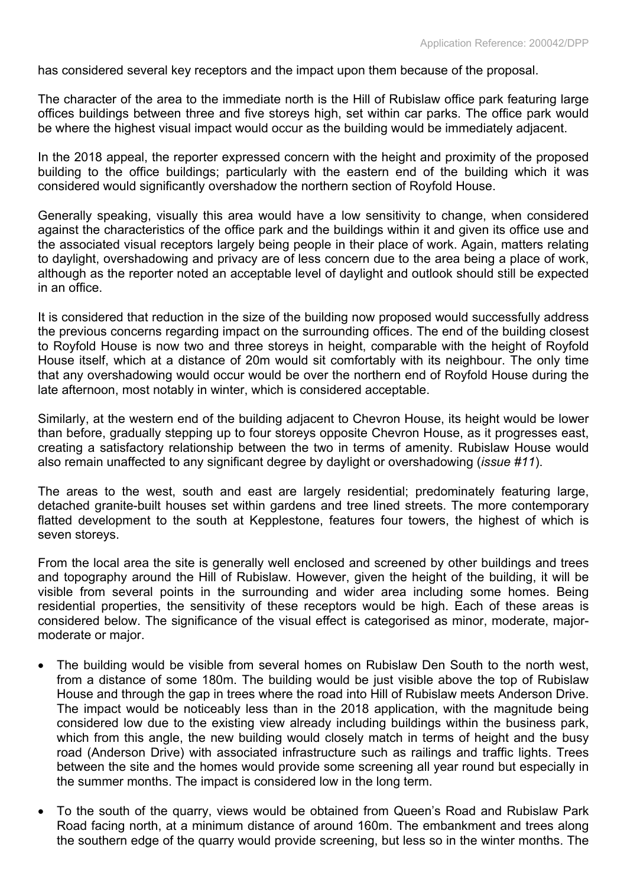has considered several key receptors and the impact upon them because of the proposal.

The character of the area to the immediate north is the Hill of Rubislaw office park featuring large offices buildings between three and five storeys high, set within car parks. The office park would be where the highest visual impact would occur as the building would be immediately adjacent.

In the 2018 appeal, the reporter expressed concern with the height and proximity of the proposed building to the office buildings; particularly with the eastern end of the building which it was considered would significantly overshadow the northern section of Royfold House.

Generally speaking, visually this area would have a low sensitivity to change, when considered against the characteristics of the office park and the buildings within it and given its office use and the associated visual receptors largely being people in their place of work. Again, matters relating to daylight, overshadowing and privacy are of less concern due to the area being a place of work, although as the reporter noted an acceptable level of daylight and outlook should still be expected in an office.

It is considered that reduction in the size of the building now proposed would successfully address the previous concerns regarding impact on the surrounding offices. The end of the building closest to Royfold House is now two and three storeys in height, comparable with the height of Royfold House itself, which at a distance of 20m would sit comfortably with its neighbour. The only time that any overshadowing would occur would be over the northern end of Royfold House during the late afternoon, most notably in winter, which is considered acceptable.

Similarly, at the western end of the building adjacent to Chevron House, its height would be lower than before, gradually stepping up to four storeys opposite Chevron House, as it progresses east, creating a satisfactory relationship between the two in terms of amenity. Rubislaw House would also remain unaffected to any significant degree by daylight or overshadowing (*issue #11*).

The areas to the west, south and east are largely residential; predominately featuring large, detached granite-built houses set within gardens and tree lined streets. The more contemporary flatted development to the south at Kepplestone, features four towers, the highest of which is seven storeys.

From the local area the site is generally well enclosed and screened by other buildings and trees and topography around the Hill of Rubislaw. However, given the height of the building, it will be visible from several points in the surrounding and wider area including some homes. Being residential properties, the sensitivity of these receptors would be high. Each of these areas is considered below. The significance of the visual effect is categorised as minor, moderate, major-moderate or major.

- The building would be visible from several homes on Rubislaw Den South to the north west, from a distance of some 180m. The building would be just visible above the top of Rubislaw House and through the gap in trees where the road into Hill of Rubislaw meets Anderson Drive. The impact would be noticeably less than in the 2018 application, with the magnitude being considered low due to the existing view already including buildings within the business park, which from this angle, the new building would closely match in terms of height and the busy road (Anderson Drive) with associated infrastructure such as railings and traffic lights. Trees between the site and the homes would provide some screening all year round but especially in the summer months. The impact is considered low in the long term.

- To the south of the quarry, views would be obtained from Queen's Road and Rubislaw Park Road facing north, at a minimum distance of around 160m. The embankment and trees along the southern edge of the quarry would provide screening, but less so in the winter months. The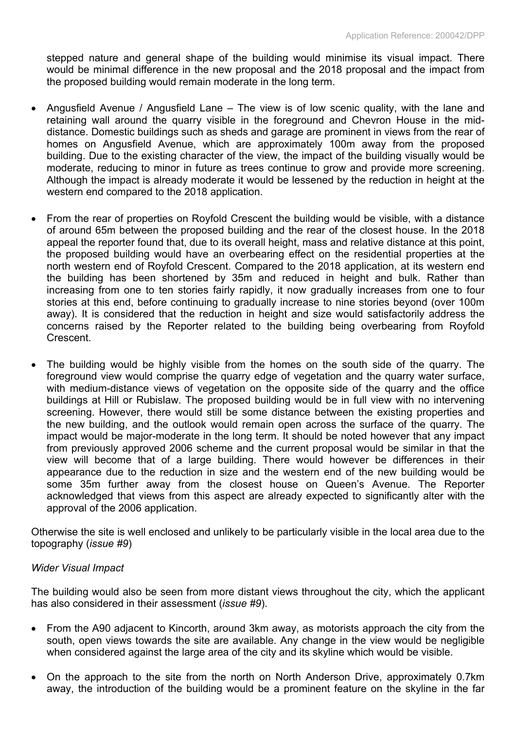stepped nature and general shape of the building would minimise its visual impact. There would be minimal difference in the new proposal and the 2018 proposal and the impact from the proposed building would remain moderate in the long term.

- Angusfield Avenue / Angusfield Lane – The view is of low scenic quality, with the lane and retaining wall around the quarry visible in the foreground and Chevron House in the mid-distance. Domestic buildings such as sheds and garage are prominent in views from the rear of homes on Angusfield Avenue, which are approximately 100m away from the proposed building. Due to the existing character of the view, the impact of the building visually would be moderate, reducing to minor in future as trees continue to grow and provide more screening. Although the impact is already moderate it would be lessened by the reduction in height at the western end compared to the 2018 application.

- From the rear of properties on Royfold Crescent the building would be visible, with a distance of around 65m between the proposed building and the rear of the closest house. In the 2018 appeal the reporter found that, due to its overall height, mass and relative distance at this point, the proposed building would have an overbearing effect on the residential properties at the north western end of Royfold Crescent. Compared to the 2018 application, at its western end the building has been shortened by 35m and reduced in height and bulk. Rather than increasing from one to ten stories fairly rapidly, it now gradually increases from one to four stories at this end, before continuing to gradually increase to nine stories beyond (over 100m away). It is considered that the reduction in height and size would satisfactorily address the concerns raised by the Reporter related to the building being overbearing from Royfold Crescent.

- The building would be highly visible from the homes on the south side of the quarry. The foreground view would comprise the quarry edge of vegetation and the quarry water surface, with medium-distance views of vegetation on the opposite side of the quarry and the office buildings at Hill or Rubislaw. The proposed building would be in full view with no intervening screening. However, there would still be some distance between the existing properties and the new building, and the outlook would remain open across the surface of the quarry. The impact would be major-moderate in the long term. It should be noted however that any impact from previously approved 2006 scheme and the current proposal would be similar in that the view will become that of a large building. There would however be differences in their appearance due to the reduction in size and the western end of the new building would be some 35m further away from the closest house on Queen's Avenue. The Reporter acknowledged that views from this aspect are already expected to significantly alter with the approval of the 2006 application.

Otherwise the site is well enclosed and unlikely to be particularly visible in the local area due to the topography (*issue #9*)

*Wider Visual Impact*

The building would also be seen from more distant views throughout the city, which the applicant has also considered in their assessment (*issue #9*).

- From the A90 adjacent to Kincorth, around 3km away, as motorists approach the city from the south, open views towards the site are available. Any change in the view would be negligible when considered against the large area of the city and its skyline which would be visible.

- On the approach to the site from the north on North Anderson Drive, approximately 0.7km away, the introduction of the building would be a prominent feature on the skyline in the far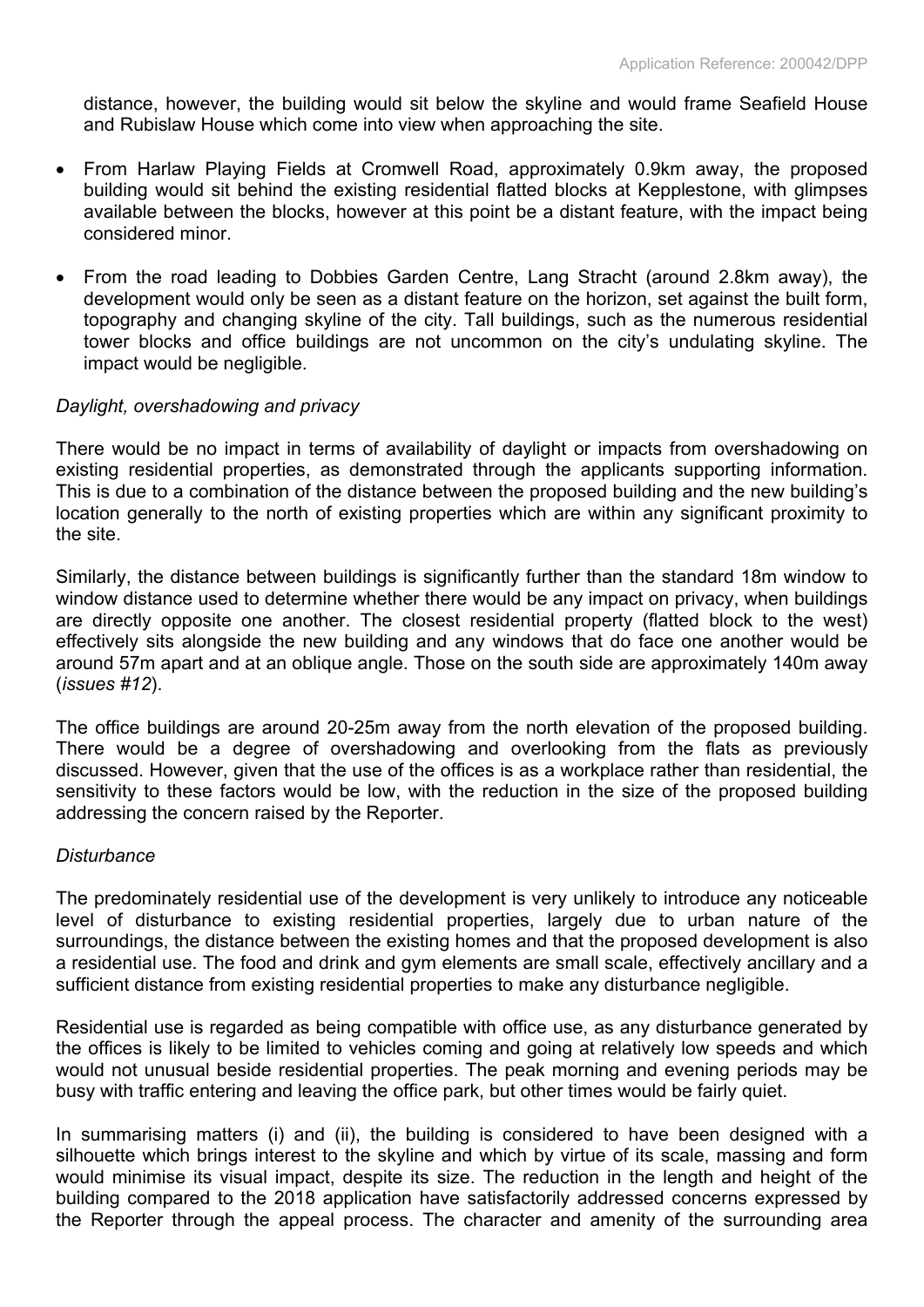distance, however, the building would sit below the skyline and would frame Seafield House and Rubislaw House which come into view when approaching the site.

- From Harlaw Playing Fields at Cromwell Road, approximately 0.9km away, the proposed building would sit behind the existing residential flatted blocks at Kepplestone, with glimpses available between the blocks, however at this point be a distant feature, with the impact being considered minor.
- From the road leading to Dobbies Garden Centre, Lang Stracht (around 2.8km away), the development would only be seen as a distant feature on the horizon, set against the built form, topography and changing skyline of the city. Tall buildings, such as the numerous residential tower blocks and office buildings are not uncommon on the city's undulating skyline. The impact would be negligible.

*Daylight, overshadowing and privacy*

There would be no impact in terms of availability of daylight or impacts from overshadowing on existing residential properties, as demonstrated through the applicants supporting information. This is due to a combination of the distance between the proposed building and the new building's location generally to the north of existing properties which are within any significant proximity to the site.

Similarly, the distance between buildings is significantly further than the standard 18m window to window distance used to determine whether there would be any impact on privacy, when buildings are directly opposite one another. The closest residential property (flatted block to the west) effectively sits alongside the new building and any windows that do face one another would be around 57m apart and at an oblique angle. Those on the south side are approximately 140m away (*issues #12*).

The office buildings are around 20-25m away from the north elevation of the proposed building. There would be a degree of overshadowing and overlooking from the flats as previously discussed. However, given that the use of the offices is as a workplace rather than residential, the sensitivity to these factors would be low, with the reduction in the size of the proposed building addressing the concern raised by the Reporter.

*Disturbance*

The predominately residential use of the development is very unlikely to introduce any noticeable level of disturbance to existing residential properties, largely due to urban nature of the surroundings, the distance between the existing homes and that the proposed development is also a residential use. The food and drink and gym elements are small scale, effectively ancillary and a sufficient distance from existing residential properties to make any disturbance negligible.

Residential use is regarded as being compatible with office use, as any disturbance generated by the offices is likely to be limited to vehicles coming and going at relatively low speeds and which would not unusual beside residential properties. The peak morning and evening periods may be busy with traffic entering and leaving the office park, but other times would be fairly quiet.

In summarising matters (i) and (ii), the building is considered to have been designed with a silhouette which brings interest to the skyline and which by virtue of its scale, massing and form would minimise its visual impact, despite its size. The reduction in the length and height of the building compared to the 2018 application have satisfactorily addressed concerns expressed by the Reporter through the appeal process. The character and amenity of the surrounding area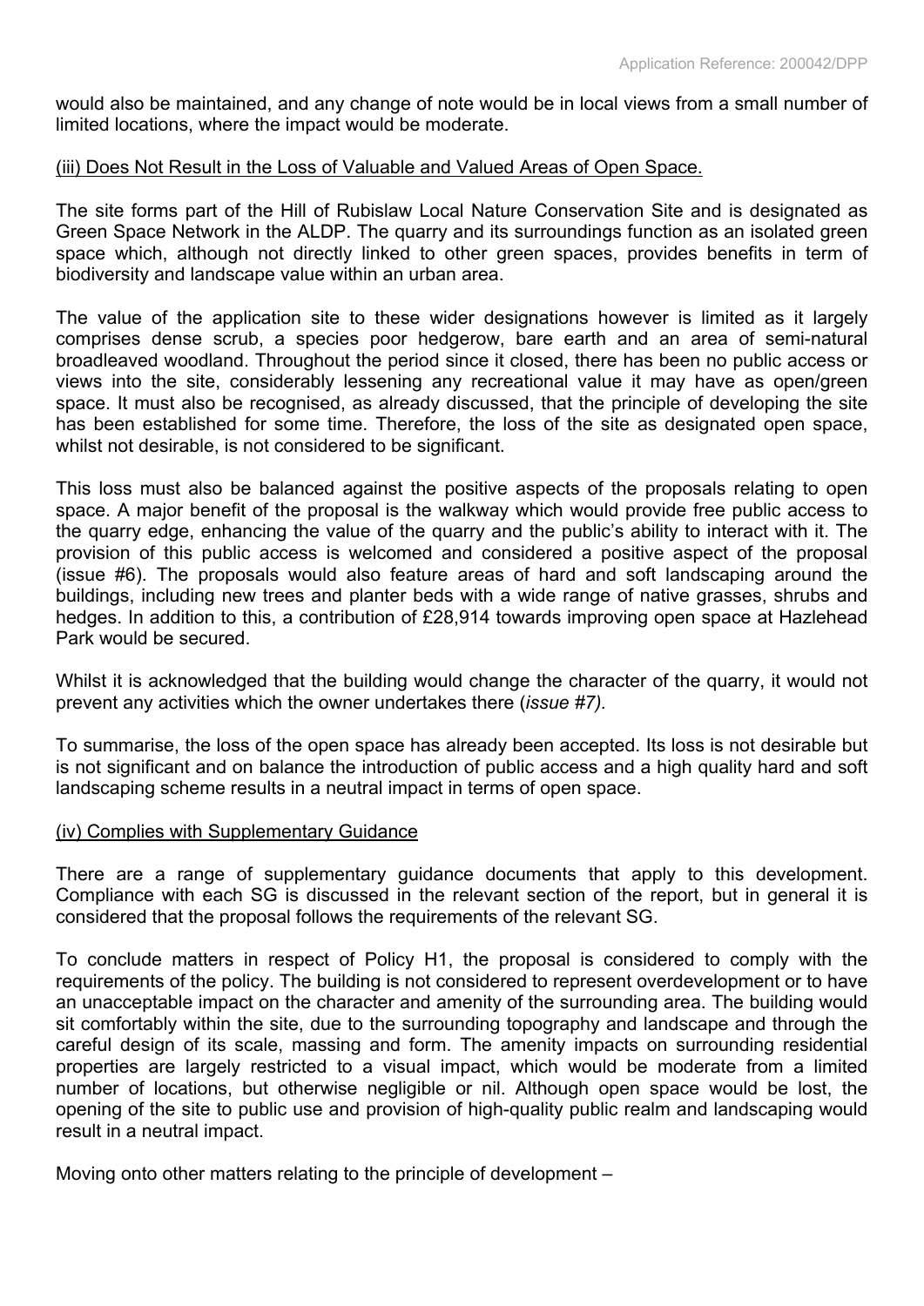would also be maintained, and any change of note would be in local views from a small number of limited locations, where the impact would be moderate.

<u>(iii) Does Not Result in the Loss of Valuable and Valued Areas of Open Space.</u>

The site forms part of the Hill of Rubislaw Local Nature Conservation Site and is designated as Green Space Network in the ALDP. The quarry and its surroundings function as an isolated green space which, although not directly linked to other green spaces, provides benefits in term of biodiversity and landscape value within an urban area.

The value of the application site to these wider designations however is limited as it largely comprises dense scrub, a species poor hedgerow, bare earth and an area of semi-natural broadleaved woodland. Throughout the period since it closed, there has been no public access or views into the site, considerably lessening any recreational value it may have as open/green space. It must also be recognised, as already discussed, that the principle of developing the site has been established for some time. Therefore, the loss of the site as designated open space, whilst not desirable, is not considered to be significant.

This loss must also be balanced against the positive aspects of the proposals relating to open space. A major benefit of the proposal is the walkway which would provide free public access to the quarry edge, enhancing the value of the quarry and the public's ability to interact with it. The provision of this public access is welcomed and considered a positive aspect of the proposal (issue #6). The proposals would also feature areas of hard and soft landscaping around the buildings, including new trees and planter beds with a wide range of native grasses, shrubs and hedges. In addition to this, a contribution of £28,914 towards improving open space at Hazlehead Park would be secured.

Whilst it is acknowledged that the building would change the character of the quarry, it would not prevent any activities which the owner undertakes there (*issue #7).*

To summarise, the loss of the open space has already been accepted. Its loss is not desirable but is not significant and on balance the introduction of public access and a high quality hard and soft landscaping scheme results in a neutral impact in terms of open space.

<u>(iv) Complies with Supplementary Guidance</u>

There are a range of supplementary guidance documents that apply to this development. Compliance with each SG is discussed in the relevant section of the report, but in general it is considered that the proposal follows the requirements of the relevant SG.

To conclude matters in respect of Policy H1, the proposal is considered to comply with the requirements of the policy. The building is not considered to represent overdevelopment or to have an unacceptable impact on the character and amenity of the surrounding area. The building would sit comfortably within the site, due to the surrounding topography and landscape and through the careful design of its scale, massing and form. The amenity impacts on surrounding residential properties are largely restricted to a visual impact, which would be moderate from a limited number of locations, but otherwise negligible or nil. Although open space would be lost, the opening of the site to public use and provision of high-quality public realm and landscaping would result in a neutral impact.

Moving onto other matters relating to the principle of development –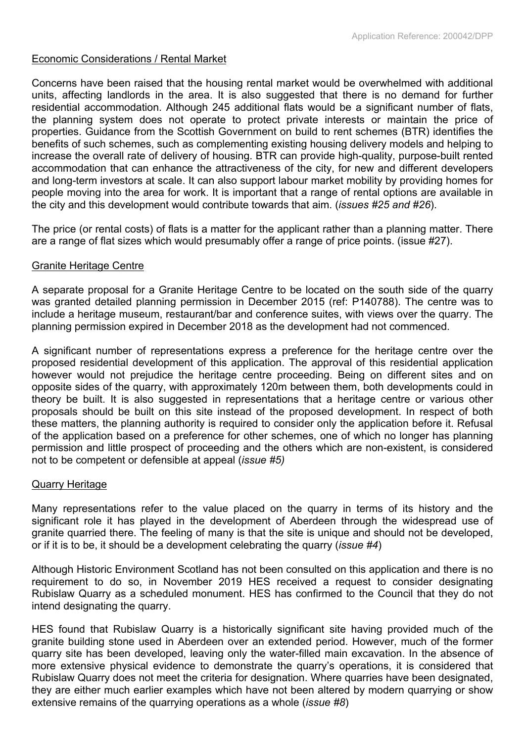Economic Considerations / Rental Market

Concerns have been raised that the housing rental market would be overwhelmed with additional units, affecting landlords in the area. It is also suggested that there is no demand for further residential accommodation. Although 245 additional flats would be a significant number of flats, the planning system does not operate to protect private interests or maintain the price of properties. Guidance from the Scottish Government on build to rent schemes (BTR) identifies the benefits of such schemes, such as complementing existing housing delivery models and helping to increase the overall rate of delivery of housing. BTR can provide high-quality, purpose-built rented accommodation that can enhance the attractiveness of the city, for new and different developers and long-term investors at scale. It can also support labour market mobility by providing homes for people moving into the area for work. It is important that a range of rental options are available in the city and this development would contribute towards that aim. (*issues #25 and #26*).

The price (or rental costs) of flats is a matter for the applicant rather than a planning matter. There are a range of flat sizes which would presumably offer a range of price points. (issue #27).

Granite Heritage Centre

A separate proposal for a Granite Heritage Centre to be located on the south side of the quarry was granted detailed planning permission in December 2015 (ref: P140788). The centre was to include a heritage museum, restaurant/bar and conference suites, with views over the quarry. The planning permission expired in December 2018 as the development had not commenced.

A significant number of representations express a preference for the heritage centre over the proposed residential development of this application. The approval of this residential application however would not prejudice the heritage centre proceeding. Being on different sites and on opposite sides of the quarry, with approximately 120m between them, both developments could in theory be built. It is also suggested in representations that a heritage centre or various other proposals should be built on this site instead of the proposed development. In respect of both these matters, the planning authority is required to consider only the application before it. Refusal of the application based on a preference for other schemes, one of which no longer has planning permission and little prospect of proceeding and the others which are non-existent, is considered not to be competent or defensible at appeal (*issue #5)*

Quarry Heritage

Many representations refer to the value placed on the quarry in terms of its history and the significant role it has played in the development of Aberdeen through the widespread use of granite quarried there. The feeling of many is that the site is unique and should not be developed, or if it is to be, it should be a development celebrating the quarry (*issue #4*)

Although Historic Environment Scotland has not been consulted on this application and there is no requirement to do so, in November 2019 HES received a request to consider designating Rubislaw Quarry as a scheduled monument. HES has confirmed to the Council that they do not intend designating the quarry.

HES found that Rubislaw Quarry is a historically significant site having provided much of the granite building stone used in Aberdeen over an extended period. However, much of the former quarry site has been developed, leaving only the water-filled main excavation. In the absence of more extensive physical evidence to demonstrate the quarry's operations, it is considered that Rubislaw Quarry does not meet the criteria for designation. Where quarries have been designated, they are either much earlier examples which have not been altered by modern quarrying or show extensive remains of the quarrying operations as a whole (*issue #8*)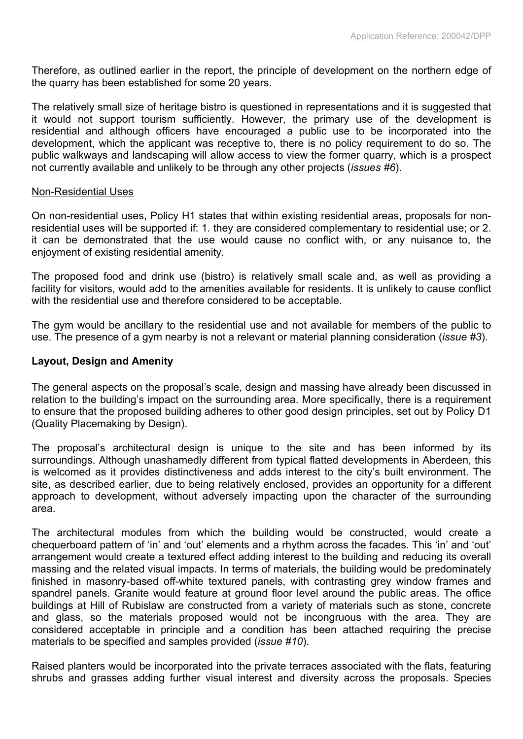Therefore, as outlined earlier in the report, the principle of development on the northern edge of the quarry has been established for some 20 years.

The relatively small size of heritage bistro is questioned in representations and it is suggested that it would not support tourism sufficiently. However, the primary use of the development is residential and although officers have encouraged a public use to be incorporated into the development, which the applicant was receptive to, there is no policy requirement to do so. The public walkways and landscaping will allow access to view the former quarry, which is a prospect not currently available and unlikely to be through any other projects (*issues #6*).

Non-Residential Uses

On non-residential uses, Policy H1 states that within existing residential areas, proposals for non-residential uses will be supported if: 1. they are considered complementary to residential use; or 2. it can be demonstrated that the use would cause no conflict with, or any nuisance to, the enjoyment of existing residential amenity.

The proposed food and drink use (bistro) is relatively small scale and, as well as providing a facility for visitors, would add to the amenities available for residents. It is unlikely to cause conflict with the residential use and therefore considered to be acceptable.

The gym would be ancillary to the residential use and not available for members of the public to use. The presence of a gym nearby is not a relevant or material planning consideration (*issue #3*).

**Layout, Design and Amenity**

The general aspects on the proposal's scale, design and massing have already been discussed in relation to the building's impact on the surrounding area. More specifically, there is a requirement to ensure that the proposed building adheres to other good design principles, set out by Policy D1 (Quality Placemaking by Design).

The proposal's architectural design is unique to the site and has been informed by its surroundings. Although unashamedly different from typical flatted developments in Aberdeen, this is welcomed as it provides distinctiveness and adds interest to the city's built environment. The site, as described earlier, due to being relatively enclosed, provides an opportunity for a different approach to development, without adversely impacting upon the character of the surrounding area.

The architectural modules from which the building would be constructed, would create a chequerboard pattern of 'in' and 'out' elements and a rhythm across the facades. This 'in' and 'out' arrangement would create a textured effect adding interest to the building and reducing its overall massing and the related visual impacts. In terms of materials, the building would be predominately finished in masonry-based off-white textured panels, with contrasting grey window frames and spandrel panels. Granite would feature at ground floor level around the public areas. The office buildings at Hill of Rubislaw are constructed from a variety of materials such as stone, concrete and glass, so the materials proposed would not be incongruous with the area. They are considered acceptable in principle and a condition has been attached requiring the precise materials to be specified and samples provided (*issue #10*).

Raised planters would be incorporated into the private terraces associated with the flats, featuring shrubs and grasses adding further visual interest and diversity across the proposals. Species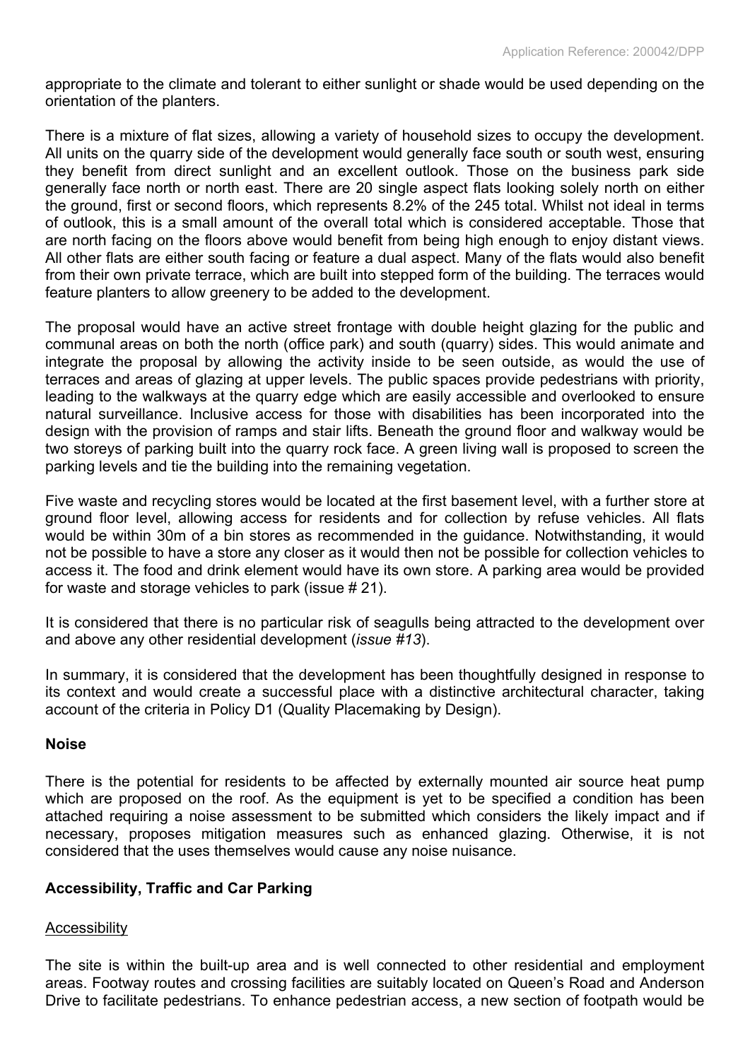appropriate to the climate and tolerant to either sunlight or shade would be used depending on the orientation of the planters.

There is a mixture of flat sizes, allowing a variety of household sizes to occupy the development. All units on the quarry side of the development would generally face south or south west, ensuring they benefit from direct sunlight and an excellent outlook. Those on the business park side generally face north or north east. There are 20 single aspect flats looking solely north on either the ground, first or second floors, which represents 8.2% of the 245 total. Whilst not ideal in terms of outlook, this is a small amount of the overall total which is considered acceptable. Those that are north facing on the floors above would benefit from being high enough to enjoy distant views. All other flats are either south facing or feature a dual aspect. Many of the flats would also benefit from their own private terrace, which are built into stepped form of the building. The terraces would feature planters to allow greenery to be added to the development.

The proposal would have an active street frontage with double height glazing for the public and communal areas on both the north (office park) and south (quarry) sides. This would animate and integrate the proposal by allowing the activity inside to be seen outside, as would the use of terraces and areas of glazing at upper levels. The public spaces provide pedestrians with priority, leading to the walkways at the quarry edge which are easily accessible and overlooked to ensure natural surveillance. Inclusive access for those with disabilities has been incorporated into the design with the provision of ramps and stair lifts. Beneath the ground floor and walkway would be two storeys of parking built into the quarry rock face. A green living wall is proposed to screen the parking levels and tie the building into the remaining vegetation.

Five waste and recycling stores would be located at the first basement level, with a further store at ground floor level, allowing access for residents and for collection by refuse vehicles. All flats would be within 30m of a bin stores as recommended in the guidance. Notwithstanding, it would not be possible to have a store any closer as it would then not be possible for collection vehicles to access it. The food and drink element would have its own store. A parking area would be provided for waste and storage vehicles to park (issue # 21).

It is considered that there is no particular risk of seagulls being attracted to the development over and above any other residential development (*issue #13*).

In summary, it is considered that the development has been thoughtfully designed in response to its context and would create a successful place with a distinctive architectural character, taking account of the criteria in Policy D1 (Quality Placemaking by Design).

**Noise**

There is the potential for residents to be affected by externally mounted air source heat pump which are proposed on the roof. As the equipment is yet to be specified a condition has been attached requiring a noise assessment to be submitted which considers the likely impact and if necessary, proposes mitigation measures such as enhanced glazing. Otherwise, it is not considered that the uses themselves would cause any noise nuisance.

**Accessibility, Traffic and Car Parking**

<u>Accessibility</u>

The site is within the built-up area and is well connected to other residential and employment areas. Footway routes and crossing facilities are suitably located on Queen's Road and Anderson Drive to facilitate pedestrians. To enhance pedestrian access, a new section of footpath would be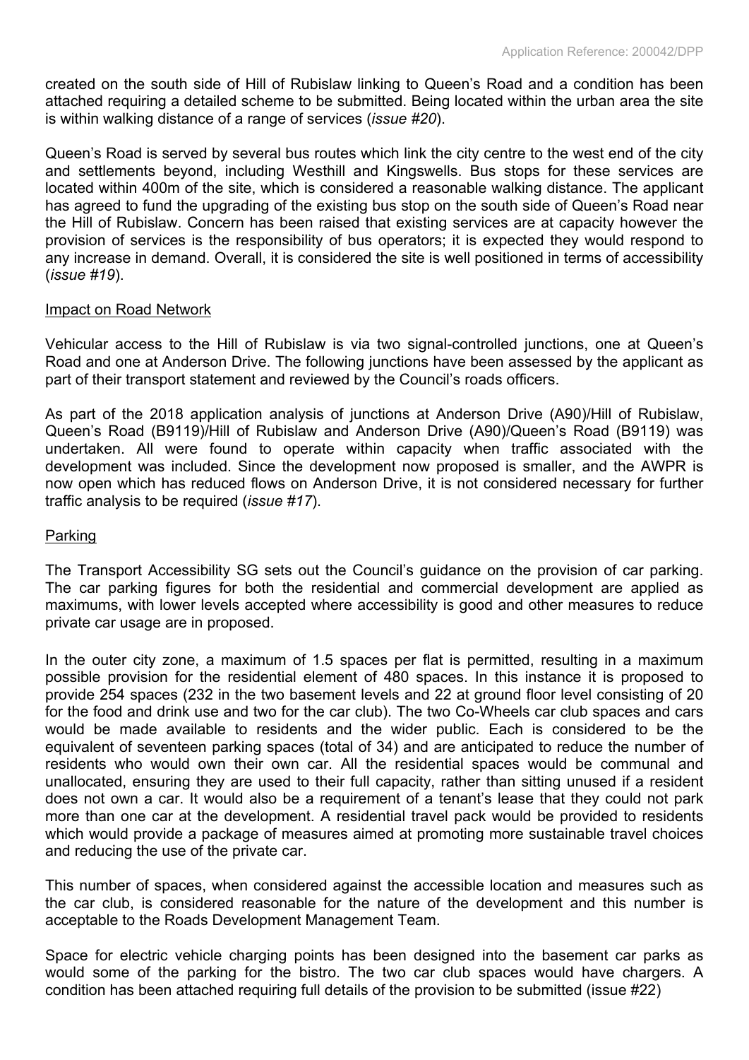created on the south side of Hill of Rubislaw linking to Queen's Road and a condition has been attached requiring a detailed scheme to be submitted. Being located within the urban area the site is within walking distance of a range of services (*issue #20*).

Queen's Road is served by several bus routes which link the city centre to the west end of the city and settlements beyond, including Westhill and Kingswells. Bus stops for these services are located within 400m of the site, which is considered a reasonable walking distance. The applicant has agreed to fund the upgrading of the existing bus stop on the south side of Queen's Road near the Hill of Rubislaw. Concern has been raised that existing services are at capacity however the provision of services is the responsibility of bus operators; it is expected they would respond to any increase in demand. Overall, it is considered the site is well positioned in terms of accessibility (*issue #19*).

Impact on Road Network

Vehicular access to the Hill of Rubislaw is via two signal-controlled junctions, one at Queen's Road and one at Anderson Drive. The following junctions have been assessed by the applicant as part of their transport statement and reviewed by the Council's roads officers.

As part of the 2018 application analysis of junctions at Anderson Drive (A90)/Hill of Rubislaw, Queen's Road (B9119)/Hill of Rubislaw and Anderson Drive (A90)/Queen's Road (B9119) was undertaken. All were found to operate within capacity when traffic associated with the development was included. Since the development now proposed is smaller, and the AWPR is now open which has reduced flows on Anderson Drive, it is not considered necessary for further traffic analysis to be required (*issue #17*).

Parking

The Transport Accessibility SG sets out the Council's guidance on the provision of car parking. The car parking figures for both the residential and commercial development are applied as maximums, with lower levels accepted where accessibility is good and other measures to reduce private car usage are in proposed.

In the outer city zone, a maximum of 1.5 spaces per flat is permitted, resulting in a maximum possible provision for the residential element of 480 spaces. In this instance it is proposed to provide 254 spaces (232 in the two basement levels and 22 at ground floor level consisting of 20 for the food and drink use and two for the car club). The two Co-Wheels car club spaces and cars would be made available to residents and the wider public. Each is considered to be the equivalent of seventeen parking spaces (total of 34) and are anticipated to reduce the number of residents who would own their own car. All the residential spaces would be communal and unallocated, ensuring they are used to their full capacity, rather than sitting unused if a resident does not own a car. It would also be a requirement of a tenant's lease that they could not park more than one car at the development. A residential travel pack would be provided to residents which would provide a package of measures aimed at promoting more sustainable travel choices and reducing the use of the private car.

This number of spaces, when considered against the accessible location and measures such as the car club, is considered reasonable for the nature of the development and this number is acceptable to the Roads Development Management Team.

Space for electric vehicle charging points has been designed into the basement car parks as would some of the parking for the bistro. The two car club spaces would have chargers. A condition has been attached requiring full details of the provision to be submitted (issue #22)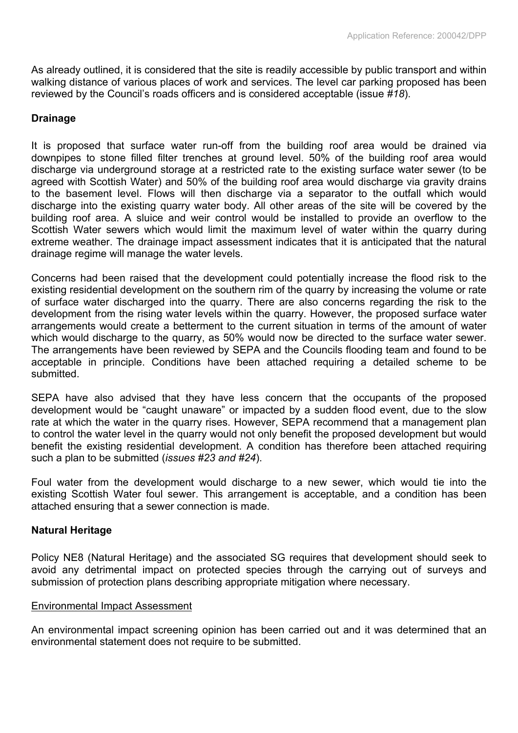As already outlined, it is considered that the site is readily accessible by public transport and within walking distance of various places of work and services. The level car parking proposed has been reviewed by the Council's roads officers and is considered acceptable (issue *#18*).

**Drainage**

It is proposed that surface water run-off from the building roof area would be drained via downpipes to stone filled filter trenches at ground level. 50% of the building roof area would discharge via underground storage at a restricted rate to the existing surface water sewer (to be agreed with Scottish Water) and 50% of the building roof area would discharge via gravity drains to the basement level. Flows will then discharge via a separator to the outfall which would discharge into the existing quarry water body. All other areas of the site will be covered by the building roof area. A sluice and weir control would be installed to provide an overflow to the Scottish Water sewers which would limit the maximum level of water within the quarry during extreme weather. The drainage impact assessment indicates that it is anticipated that the natural drainage regime will manage the water levels.

Concerns had been raised that the development could potentially increase the flood risk to the existing residential development on the southern rim of the quarry by increasing the volume or rate of surface water discharged into the quarry. There are also concerns regarding the risk to the development from the rising water levels within the quarry. However, the proposed surface water arrangements would create a betterment to the current situation in terms of the amount of water which would discharge to the quarry, as 50% would now be directed to the surface water sewer. The arrangements have been reviewed by SEPA and the Councils flooding team and found to be acceptable in principle. Conditions have been attached requiring a detailed scheme to be submitted.

SEPA have also advised that they have less concern that the occupants of the proposed development would be "caught unaware" or impacted by a sudden flood event, due to the slow rate at which the water in the quarry rises. However, SEPA recommend that a management plan to control the water level in the quarry would not only benefit the proposed development but would benefit the existing residential development. A condition has therefore been attached requiring such a plan to be submitted (*issues #23 and #24*).

Foul water from the development would discharge to a new sewer, which would tie into the existing Scottish Water foul sewer. This arrangement is acceptable, and a condition has been attached ensuring that a sewer connection is made.

**Natural Heritage**

Policy NE8 (Natural Heritage) and the associated SG requires that development should seek to avoid any detrimental impact on protected species through the carrying out of surveys and submission of protection plans describing appropriate mitigation where necessary.

<u>Environmental Impact Assessment</u>

An environmental impact screening opinion has been carried out and it was determined that an environmental statement does not require to be submitted.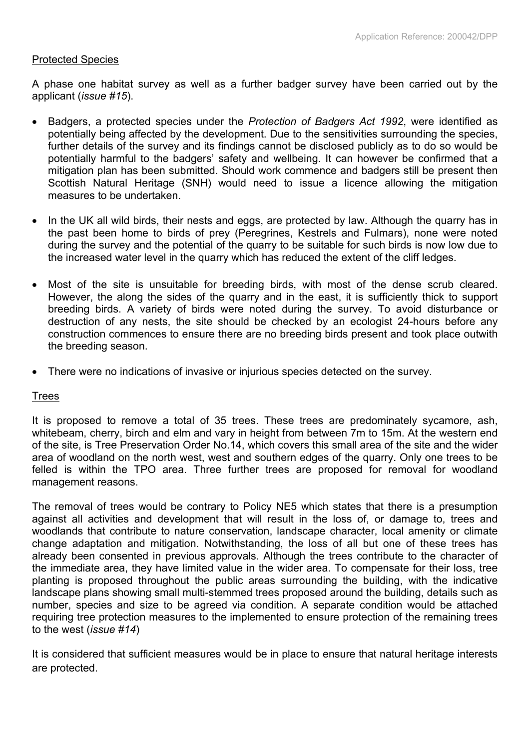Protected Species

A phase one habitat survey as well as a further badger survey have been carried out by the applicant (*issue #15*).

- Badgers, a protected species under the *Protection of Badgers Act 1992*, were identified as potentially being affected by the development. Due to the sensitivities surrounding the species, further details of the survey and its findings cannot be disclosed publicly as to do so would be potentially harmful to the badgers' safety and wellbeing. It can however be confirmed that a mitigation plan has been submitted. Should work commence and badgers still be present then Scottish Natural Heritage (SNH) would need to issue a licence allowing the mitigation measures to be undertaken.

- In the UK all wild birds, their nests and eggs, are protected by law. Although the quarry has in the past been home to birds of prey (Peregrines, Kestrels and Fulmars), none were noted during the survey and the potential of the quarry to be suitable for such birds is now low due to the increased water level in the quarry which has reduced the extent of the cliff ledges.

- Most of the site is unsuitable for breeding birds, with most of the dense scrub cleared. However, the along the sides of the quarry and in the east, it is sufficiently thick to support breeding birds. A variety of birds were noted during the survey. To avoid disturbance or destruction of any nests, the site should be checked by an ecologist 24-hours before any construction commences to ensure there are no breeding birds present and took place outwith the breeding season.

- There were no indications of invasive or injurious species detected on the survey.

Trees

It is proposed to remove a total of 35 trees. These trees are predominately sycamore, ash, whitebeam, cherry, birch and elm and vary in height from between 7m to 15m. At the western end of the site, is Tree Preservation Order No.14, which covers this small area of the site and the wider area of woodland on the north west, west and southern edges of the quarry. Only one trees to be felled is within the TPO area. Three further trees are proposed for removal for woodland management reasons.

The removal of trees would be contrary to Policy NE5 which states that there is a presumption against all activities and development that will result in the loss of, or damage to, trees and woodlands that contribute to nature conservation, landscape character, local amenity or climate change adaptation and mitigation. Notwithstanding, the loss of all but one of these trees has already been consented in previous approvals. Although the trees contribute to the character of the immediate area, they have limited value in the wider area. To compensate for their loss, tree planting is proposed throughout the public areas surrounding the building, with the indicative landscape plans showing small multi-stemmed trees proposed around the building, details such as number, species and size to be agreed via condition. A separate condition would be attached requiring tree protection measures to the implemented to ensure protection of the remaining trees to the west (*issue #14*)

It is considered that sufficient measures would be in place to ensure that natural heritage interests are protected.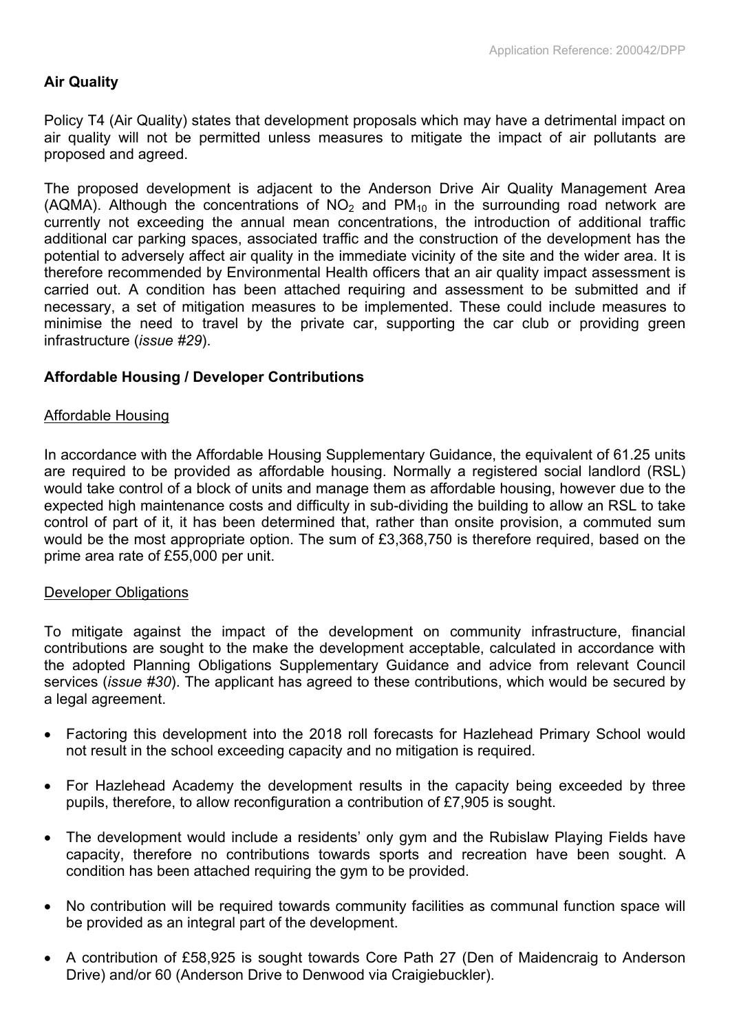**Air Quality**

Policy T4 (Air Quality) states that development proposals which may have a detrimental impact on air quality will not be permitted unless measures to mitigate the impact of air pollutants are proposed and agreed.

The proposed development is adjacent to the Anderson Drive Air Quality Management Area (AQMA). Although the concentrations of $NO_2$ and $PM_{10}$ in the surrounding road network are currently not exceeding the annual mean concentrations, the introduction of additional traffic additional car parking spaces, associated traffic and the construction of the development has the potential to adversely affect air quality in the immediate vicinity of the site and the wider area. It is therefore recommended by Environmental Health officers that an air quality impact assessment is carried out. A condition has been attached requiring and assessment to be submitted and if necessary, a set of mitigation measures to be implemented. These could include measures to minimise the need to travel by the private car, supporting the car club or providing green infrastructure (*issue #29*).

**Affordable Housing / Developer Contributions**

Affordable Housing

In accordance with the Affordable Housing Supplementary Guidance, the equivalent of 61.25 units are required to be provided as affordable housing. Normally a registered social landlord (RSL) would take control of a block of units and manage them as affordable housing, however due to the expected high maintenance costs and difficulty in sub-dividing the building to allow an RSL to take control of part of it, it has been determined that, rather than onsite provision, a commuted sum would be the most appropriate option. The sum of £3,368,750 is therefore required, based on the prime area rate of £55,000 per unit.

Developer Obligations

To mitigate against the impact of the development on community infrastructure, financial contributions are sought to the make the development acceptable, calculated in accordance with the adopted Planning Obligations Supplementary Guidance and advice from relevant Council services (*issue #30*). The applicant has agreed to these contributions, which would be secured by a legal agreement.

- Factoring this development into the 2018 roll forecasts for Hazlehead Primary School would not result in the school exceeding capacity and no mitigation is required.
- For Hazlehead Academy the development results in the capacity being exceeded by three pupils, therefore, to allow reconfiguration a contribution of £7,905 is sought.
- The development would include a residents' only gym and the Rubislaw Playing Fields have capacity, therefore no contributions towards sports and recreation have been sought. A condition has been attached requiring the gym to be provided.
- No contribution will be required towards community facilities as communal function space will be provided as an integral part of the development.
- A contribution of £58,925 is sought towards Core Path 27 (Den of Maidencraig to Anderson Drive) and/or 60 (Anderson Drive to Denwood via Craigiebuckler).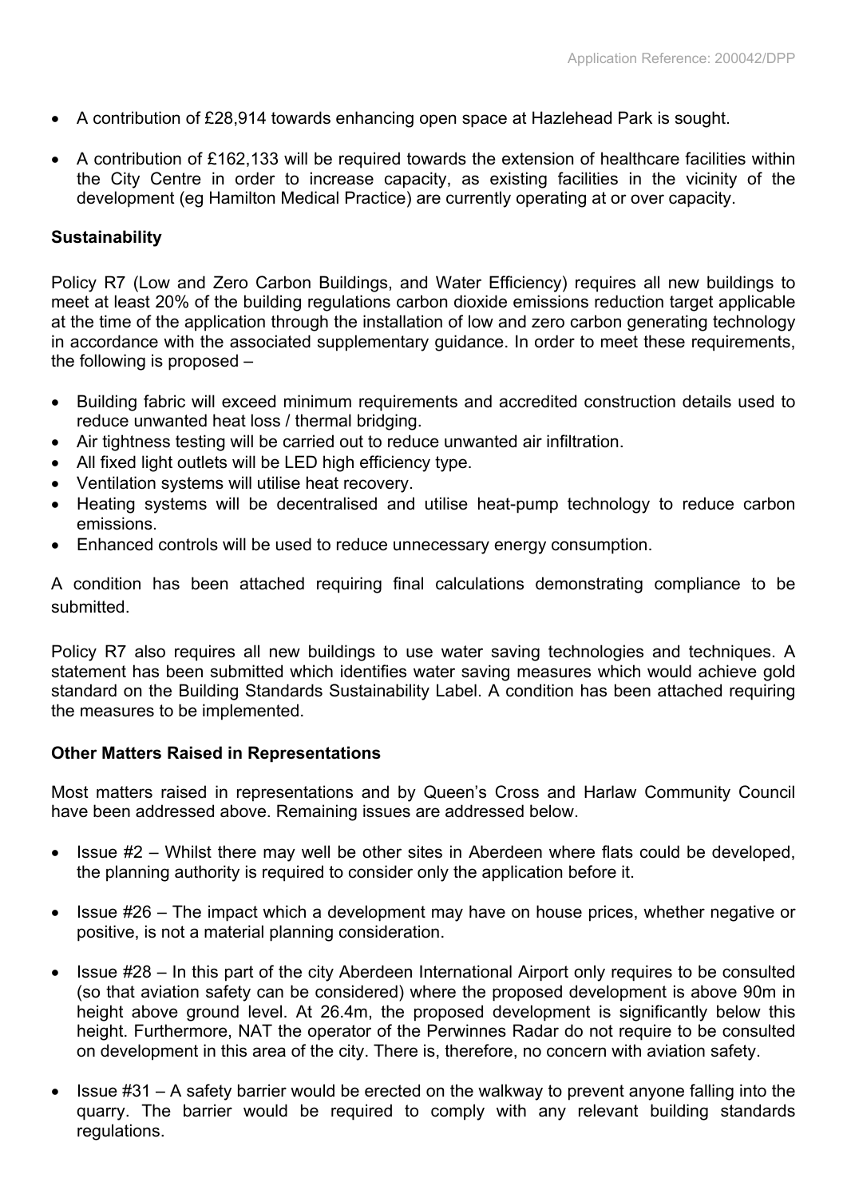- A contribution of £28,914 towards enhancing open space at Hazlehead Park is sought.

- A contribution of £162,133 will be required towards the extension of healthcare facilities within the City Centre in order to increase capacity, as existing facilities in the vicinity of the development (eg Hamilton Medical Practice) are currently operating at or over capacity.

**Sustainability**

Policy R7 (Low and Zero Carbon Buildings, and Water Efficiency) requires all new buildings to meet at least 20% of the building regulations carbon dioxide emissions reduction target applicable at the time of the application through the installation of low and zero carbon generating technology in accordance with the associated supplementary guidance. In order to meet these requirements, the following is proposed –

- Building fabric will exceed minimum requirements and accredited construction details used to reduce unwanted heat loss / thermal bridging.
- Air tightness testing will be carried out to reduce unwanted air infiltration.
- All fixed light outlets will be LED high efficiency type.
- Ventilation systems will utilise heat recovery.
- Heating systems will be decentralised and utilise heat-pump technology to reduce carbon emissions.
- Enhanced controls will be used to reduce unnecessary energy consumption.

A condition has been attached requiring final calculations demonstrating compliance to be submitted.

Policy R7 also requires all new buildings to use water saving technologies and techniques. A statement has been submitted which identifies water saving measures which would achieve gold standard on the Building Standards Sustainability Label. A condition has been attached requiring the measures to be implemented.

**Other Matters Raised in Representations**

Most matters raised in representations and by Queen's Cross and Harlaw Community Council have been addressed above. Remaining issues are addressed below.

- Issue #2 – Whilst there may well be other sites in Aberdeen where flats could be developed, the planning authority is required to consider only the application before it.

- Issue #26 – The impact which a development may have on house prices, whether negative or positive, is not a material planning consideration.

- Issue #28 – In this part of the city Aberdeen International Airport only requires to be consulted (so that aviation safety can be considered) where the proposed development is above 90m in height above ground level. At 26.4m, the proposed development is significantly below this height. Furthermore, NAT the operator of the Perwinnes Radar do not require to be consulted on development in this area of the city. There is, therefore, no concern with aviation safety.

- Issue #31 – A safety barrier would be erected on the walkway to prevent anyone falling into the quarry. The barrier would be required to comply with any relevant building standards regulations.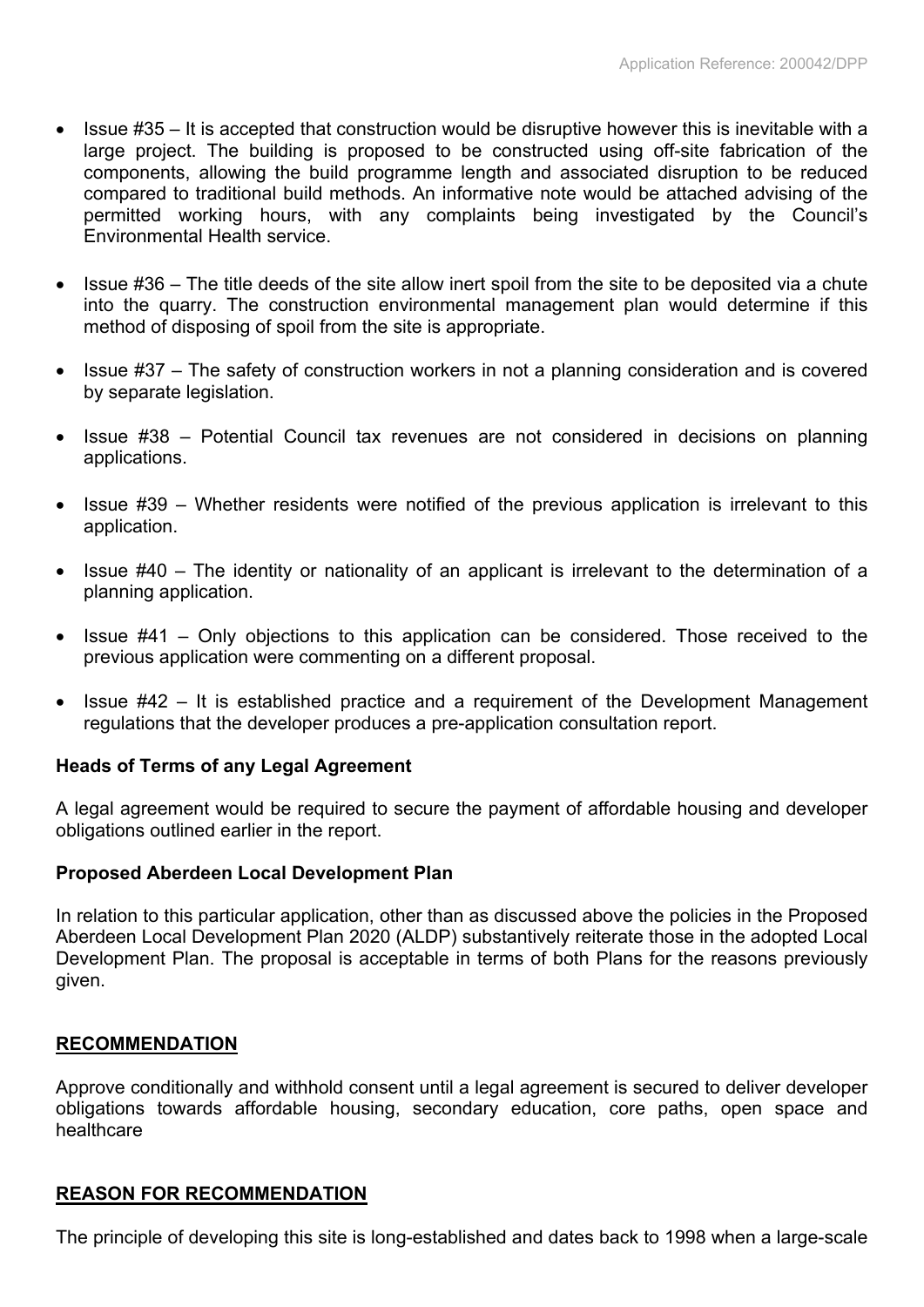- Issue #35 – It is accepted that construction would be disruptive however this is inevitable with a large project. The building is proposed to be constructed using off-site fabrication of the components, allowing the build programme length and associated disruption to be reduced compared to traditional build methods. An informative note would be attached advising of the permitted working hours, with any complaints being investigated by the Council's Environmental Health service.

- Issue #36 – The title deeds of the site allow inert spoil from the site to be deposited via a chute into the quarry. The construction environmental management plan would determine if this method of disposing of spoil from the site is appropriate.

- Issue #37 – The safety of construction workers in not a planning consideration and is covered by separate legislation.

- Issue #38 – Potential Council tax revenues are not considered in decisions on planning applications.

- Issue #39 – Whether residents were notified of the previous application is irrelevant to this application.

- Issue #40 – The identity or nationality of an applicant is irrelevant to the determination of a planning application.

- Issue #41 – Only objections to this application can be considered. Those received to the previous application were commenting on a different proposal.

- Issue #42 – It is established practice and a requirement of the Development Management regulations that the developer produces a pre-application consultation report.

**Heads of Terms of any Legal Agreement**

A legal agreement would be required to secure the payment of affordable housing and developer obligations outlined earlier in the report.

**Proposed Aberdeen Local Development Plan**

In relation to this particular application, other than as discussed above the policies in the Proposed Aberdeen Local Development Plan 2020 (ALDP) substantively reiterate those in the adopted Local Development Plan. The proposal is acceptable in terms of both Plans for the reasons previously given.

**RECOMMENDATION**

Approve conditionally and withhold consent until a legal agreement is secured to deliver developer obligations towards affordable housing, secondary education, core paths, open space and healthcare

**REASON FOR RECOMMENDATION**

The principle of developing this site is long-established and dates back to 1998 when a large-scale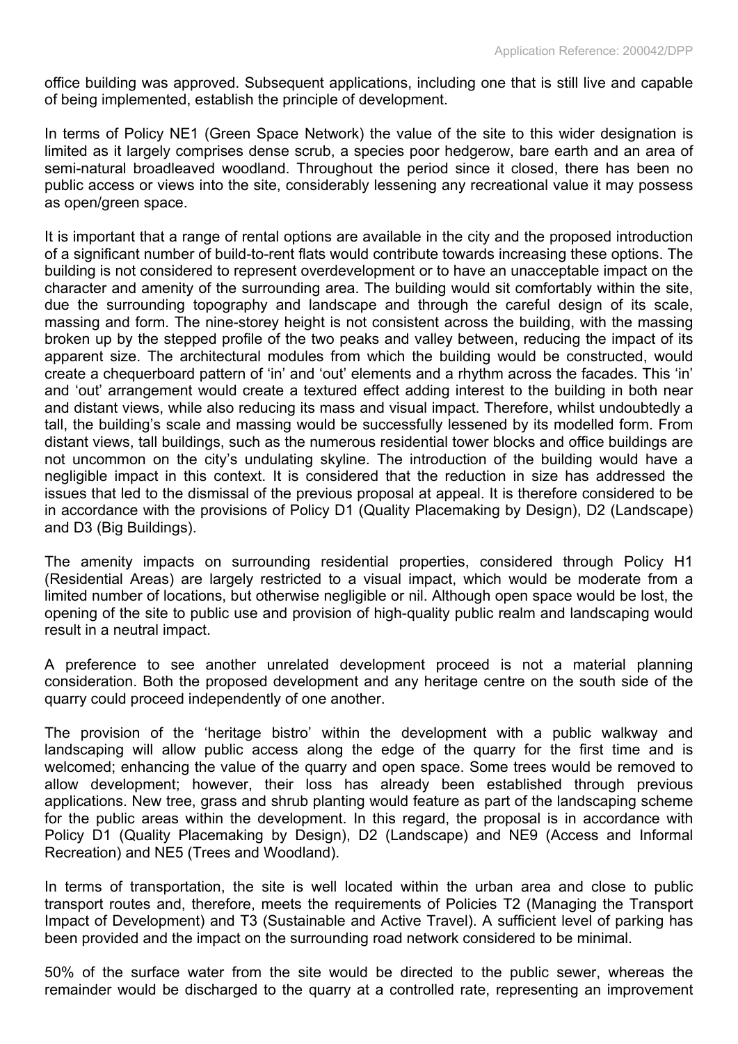office building was approved. Subsequent applications, including one that is still live and capable of being implemented, establish the principle of development.

In terms of Policy NE1 (Green Space Network) the value of the site to this wider designation is limited as it largely comprises dense scrub, a species poor hedgerow, bare earth and an area of semi-natural broadleaved woodland. Throughout the period since it closed, there has been no public access or views into the site, considerably lessening any recreational value it may possess as open/green space.

It is important that a range of rental options are available in the city and the proposed introduction of a significant number of build-to-rent flats would contribute towards increasing these options. The building is not considered to represent overdevelopment or to have an unacceptable impact on the character and amenity of the surrounding area. The building would sit comfortably within the site, due the surrounding topography and landscape and through the careful design of its scale, massing and form. The nine-storey height is not consistent across the building, with the massing broken up by the stepped profile of the two peaks and valley between, reducing the impact of its apparent size. The architectural modules from which the building would be constructed, would create a chequerboard pattern of 'in' and 'out' elements and a rhythm across the facades. This 'in' and 'out' arrangement would create a textured effect adding interest to the building in both near and distant views, while also reducing its mass and visual impact. Therefore, whilst undoubtedly a tall, the building's scale and massing would be successfully lessened by its modelled form. From distant views, tall buildings, such as the numerous residential tower blocks and office buildings are not uncommon on the city's undulating skyline. The introduction of the building would have a negligible impact in this context. It is considered that the reduction in size has addressed the issues that led to the dismissal of the previous proposal at appeal. It is therefore considered to be in accordance with the provisions of Policy D1 (Quality Placemaking by Design), D2 (Landscape) and D3 (Big Buildings).

The amenity impacts on surrounding residential properties, considered through Policy H1 (Residential Areas) are largely restricted to a visual impact, which would be moderate from a limited number of locations, but otherwise negligible or nil. Although open space would be lost, the opening of the site to public use and provision of high-quality public realm and landscaping would result in a neutral impact.

A preference to see another unrelated development proceed is not a material planning consideration. Both the proposed development and any heritage centre on the south side of the quarry could proceed independently of one another.

The provision of the 'heritage bistro' within the development with a public walkway and landscaping will allow public access along the edge of the quarry for the first time and is welcomed; enhancing the value of the quarry and open space. Some trees would be removed to allow development; however, their loss has already been established through previous applications. New tree, grass and shrub planting would feature as part of the landscaping scheme for the public areas within the development. In this regard, the proposal is in accordance with Policy D1 (Quality Placemaking by Design), D2 (Landscape) and NE9 (Access and Informal Recreation) and NE5 (Trees and Woodland).

In terms of transportation, the site is well located within the urban area and close to public transport routes and, therefore, meets the requirements of Policies T2 (Managing the Transport Impact of Development) and T3 (Sustainable and Active Travel). A sufficient level of parking has been provided and the impact on the surrounding road network considered to be minimal.

50% of the surface water from the site would be directed to the public sewer, whereas the remainder would be discharged to the quarry at a controlled rate, representing an improvement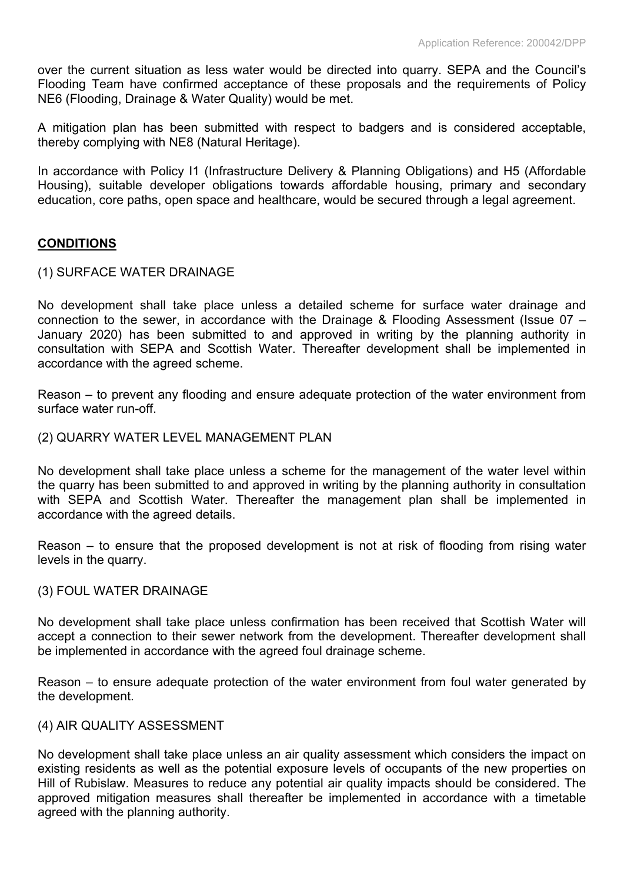over the current situation as less water would be directed into quarry. SEPA and the Council's Flooding Team have confirmed acceptance of these proposals and the requirements of Policy NE6 (Flooding, Drainage & Water Quality) would be met.

A mitigation plan has been submitted with respect to badgers and is considered acceptable, thereby complying with NE8 (Natural Heritage).

In accordance with Policy I1 (Infrastructure Delivery & Planning Obligations) and H5 (Affordable Housing), suitable developer obligations towards affordable housing, primary and secondary education, core paths, open space and healthcare, would be secured through a legal agreement.

## **CONDITIONS**

(1) SURFACE WATER DRAINAGE

No development shall take place unless a detailed scheme for surface water drainage and connection to the sewer, in accordance with the Drainage & Flooding Assessment (Issue 07 – January 2020) has been submitted to and approved in writing by the planning authority in consultation with SEPA and Scottish Water. Thereafter development shall be implemented in accordance with the agreed scheme.

Reason – to prevent any flooding and ensure adequate protection of the water environment from surface water run-off.

(2) QUARRY WATER LEVEL MANAGEMENT PLAN

No development shall take place unless a scheme for the management of the water level within the quarry has been submitted to and approved in writing by the planning authority in consultation with SEPA and Scottish Water. Thereafter the management plan shall be implemented in accordance with the agreed details.

Reason – to ensure that the proposed development is not at risk of flooding from rising water levels in the quarry.

(3) FOUL WATER DRAINAGE

No development shall take place unless confirmation has been received that Scottish Water will accept a connection to their sewer network from the development. Thereafter development shall be implemented in accordance with the agreed foul drainage scheme.

Reason – to ensure adequate protection of the water environment from foul water generated by the development.

(4) AIR QUALITY ASSESSMENT

No development shall take place unless an air quality assessment which considers the impact on existing residents as well as the potential exposure levels of occupants of the new properties on Hill of Rubislaw. Measures to reduce any potential air quality impacts should be considered. The approved mitigation measures shall thereafter be implemented in accordance with a timetable agreed with the planning authority.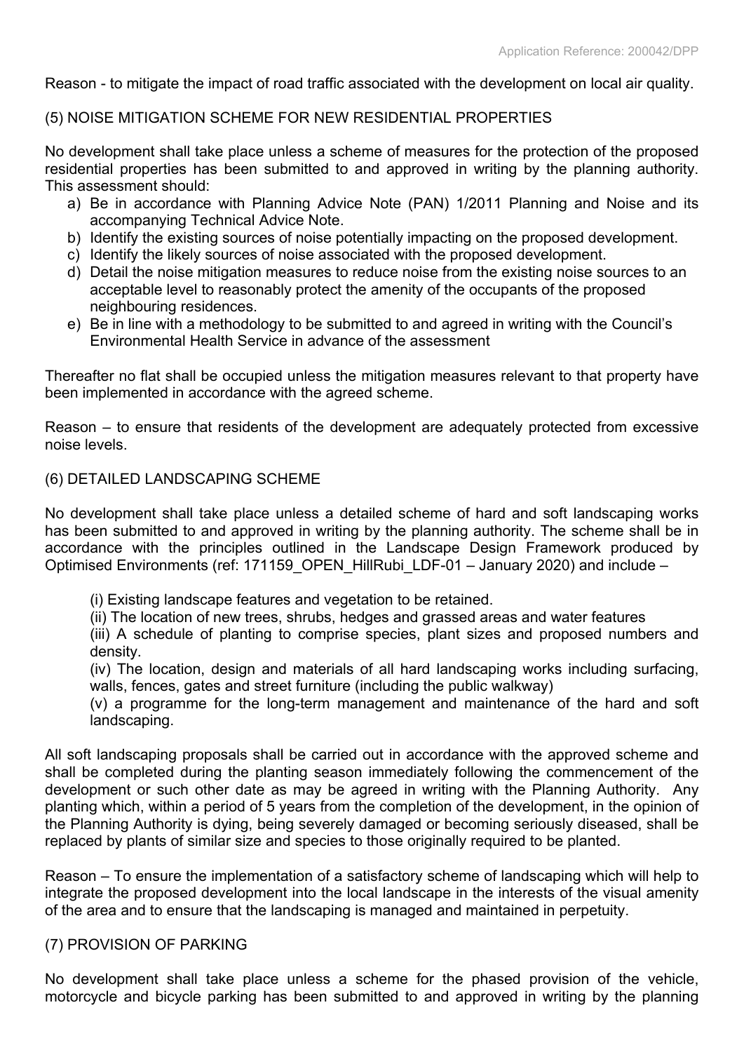Reason - to mitigate the impact of road traffic associated with the development on local air quality.

(5) NOISE MITIGATION SCHEME FOR NEW RESIDENTIAL PROPERTIES

No development shall take place unless a scheme of measures for the protection of the proposed residential properties has been submitted to and approved in writing by the planning authority. This assessment should:

a) Be in accordance with Planning Advice Note (PAN) 1/2011 Planning and Noise and its accompanying Technical Advice Note.
b) Identify the existing sources of noise potentially impacting on the proposed development.
c) Identify the likely sources of noise associated with the proposed development.
d) Detail the noise mitigation measures to reduce noise from the existing noise sources to an acceptable level to reasonably protect the amenity of the occupants of the proposed neighbouring residences.
e) Be in line with a methodology to be submitted to and agreed in writing with the Council's Environmental Health Service in advance of the assessment

Thereafter no flat shall be occupied unless the mitigation measures relevant to that property have been implemented in accordance with the agreed scheme.

Reason – to ensure that residents of the development are adequately protected from excessive noise levels.

(6) DETAILED LANDSCAPING SCHEME

No development shall take place unless a detailed scheme of hard and soft landscaping works has been submitted to and approved in writing by the planning authority. The scheme shall be in accordance with the principles outlined in the Landscape Design Framework produced by Optimised Environments (ref: 171159_OPEN_HillRubi_LDF-01 – January 2020) and include –

(i) Existing landscape features and vegetation to be retained.

(ii) The location of new trees, shrubs, hedges and grassed areas and water features

(iii) A schedule of planting to comprise species, plant sizes and proposed numbers and density.

(iv) The location, design and materials of all hard landscaping works including surfacing, walls, fences, gates and street furniture (including the public walkway)

(v) a programme for the long-term management and maintenance of the hard and soft landscaping.

All soft landscaping proposals shall be carried out in accordance with the approved scheme and shall be completed during the planting season immediately following the commencement of the development or such other date as may be agreed in writing with the Planning Authority. Any planting which, within a period of 5 years from the completion of the development, in the opinion of the Planning Authority is dying, being severely damaged or becoming seriously diseased, shall be replaced by plants of similar size and species to those originally required to be planted.

Reason – To ensure the implementation of a satisfactory scheme of landscaping which will help to integrate the proposed development into the local landscape in the interests of the visual amenity of the area and to ensure that the landscaping is managed and maintained in perpetuity.

(7) PROVISION OF PARKING

No development shall take place unless a scheme for the phased provision of the vehicle, motorcycle and bicycle parking has been submitted to and approved in writing by the planning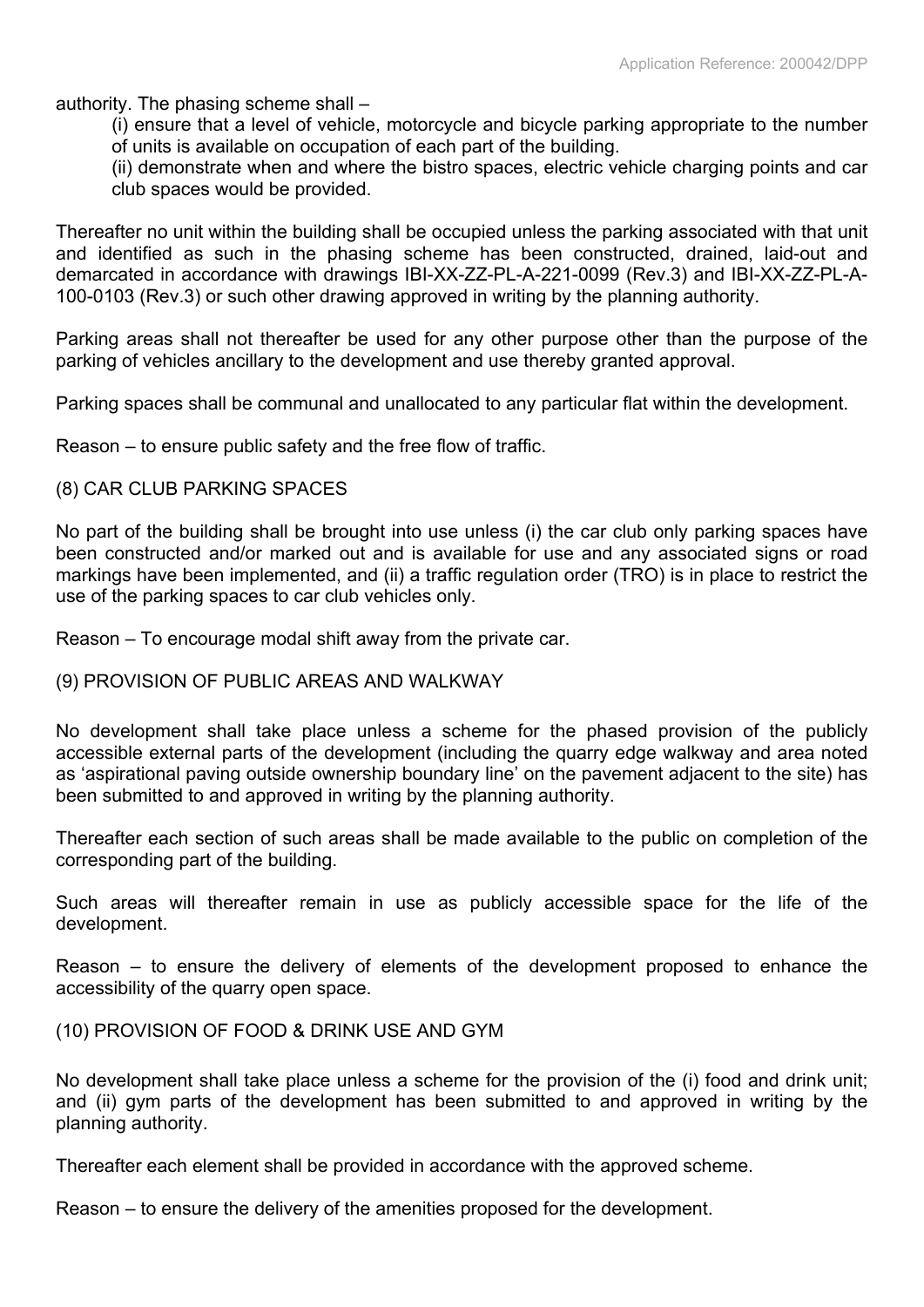authority. The phasing scheme shall –

(i) ensure that a level of vehicle, motorcycle and bicycle parking appropriate to the number of units is available on occupation of each part of the building.

(ii) demonstrate when and where the bistro spaces, electric vehicle charging points and car club spaces would be provided.

Thereafter no unit within the building shall be occupied unless the parking associated with that unit and identified as such in the phasing scheme has been constructed, drained, laid-out and demarcated in accordance with drawings IBI-XX-ZZ-PL-A-221-0099 (Rev.3) and IBI-XX-ZZ-PL-A-100-0103 (Rev.3) or such other drawing approved in writing by the planning authority.

Parking areas shall not thereafter be used for any other purpose other than the purpose of the parking of vehicles ancillary to the development and use thereby granted approval.

Parking spaces shall be communal and unallocated to any particular flat within the development.

Reason – to ensure public safety and the free flow of traffic.

(8) CAR CLUB PARKING SPACES

No part of the building shall be brought into use unless (i) the car club only parking spaces have been constructed and/or marked out and is available for use and any associated signs or road markings have been implemented, and (ii) a traffic regulation order (TRO) is in place to restrict the use of the parking spaces to car club vehicles only.

Reason – To encourage modal shift away from the private car.

(9) PROVISION OF PUBLIC AREAS AND WALKWAY

No development shall take place unless a scheme for the phased provision of the publicly accessible external parts of the development (including the quarry edge walkway and area noted as 'aspirational paving outside ownership boundary line' on the pavement adjacent to the site) has been submitted to and approved in writing by the planning authority.

Thereafter each section of such areas shall be made available to the public on completion of the corresponding part of the building.

Such areas will thereafter remain in use as publicly accessible space for the life of the development.

Reason – to ensure the delivery of elements of the development proposed to enhance the accessibility of the quarry open space.

(10) PROVISION OF FOOD & DRINK USE AND GYM

No development shall take place unless a scheme for the provision of the (i) food and drink unit; and (ii) gym parts of the development has been submitted to and approved in writing by the planning authority.

Thereafter each element shall be provided in accordance with the approved scheme.

Reason – to ensure the delivery of the amenities proposed for the development.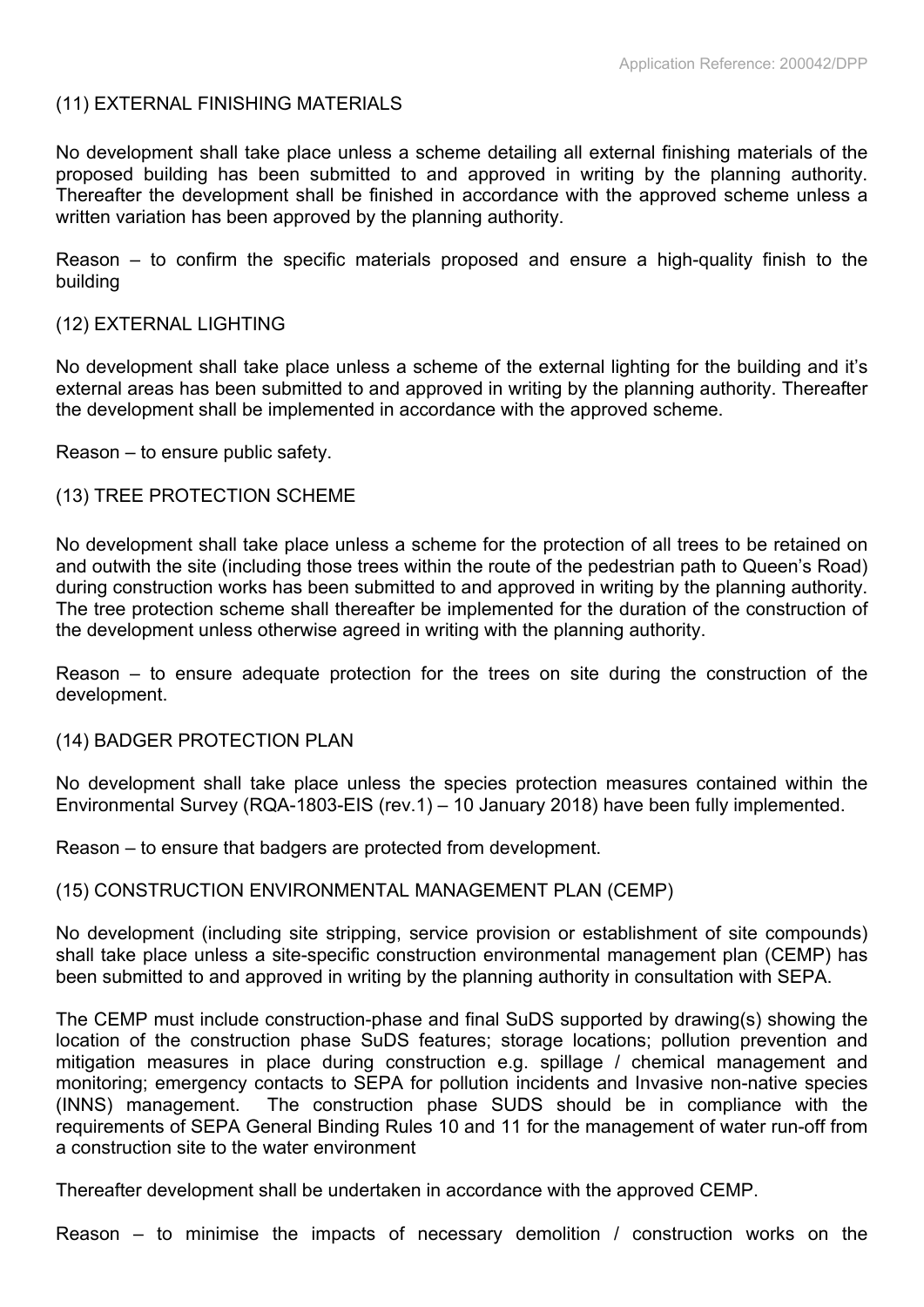(11) EXTERNAL FINISHING MATERIALS

No development shall take place unless a scheme detailing all external finishing materials of the proposed building has been submitted to and approved in writing by the planning authority. Thereafter the development shall be finished in accordance with the approved scheme unless a written variation has been approved by the planning authority.

Reason – to confirm the specific materials proposed and ensure a high-quality finish to the building

(12) EXTERNAL LIGHTING

No development shall take place unless a scheme of the external lighting for the building and it's external areas has been submitted to and approved in writing by the planning authority. Thereafter the development shall be implemented in accordance with the approved scheme.

Reason – to ensure public safety.

(13) TREE PROTECTION SCHEME

No development shall take place unless a scheme for the protection of all trees to be retained on and outwith the site (including those trees within the route of the pedestrian path to Queen's Road) during construction works has been submitted to and approved in writing by the planning authority. The tree protection scheme shall thereafter be implemented for the duration of the construction of the development unless otherwise agreed in writing with the planning authority.

Reason – to ensure adequate protection for the trees on site during the construction of the development.

(14) BADGER PROTECTION PLAN

No development shall take place unless the species protection measures contained within the Environmental Survey (RQA-1803-EIS (rev.1) – 10 January 2018) have been fully implemented.

Reason – to ensure that badgers are protected from development.

(15) CONSTRUCTION ENVIRONMENTAL MANAGEMENT PLAN (CEMP)

No development (including site stripping, service provision or establishment of site compounds) shall take place unless a site-specific construction environmental management plan (CEMP) has been submitted to and approved in writing by the planning authority in consultation with SEPA.

The CEMP must include construction-phase and final SuDS supported by drawing(s) showing the location of the construction phase SuDS features; storage locations; pollution prevention and mitigation measures in place during construction e.g. spillage / chemical management and monitoring; emergency contacts to SEPA for pollution incidents and Invasive non-native species (INNS) management. The construction phase SUDS should be in compliance with the requirements of SEPA General Binding Rules 10 and 11 for the management of water run-off from a construction site to the water environment

Thereafter development shall be undertaken in accordance with the approved CEMP.

Reason – to minimise the impacts of necessary demolition / construction works on the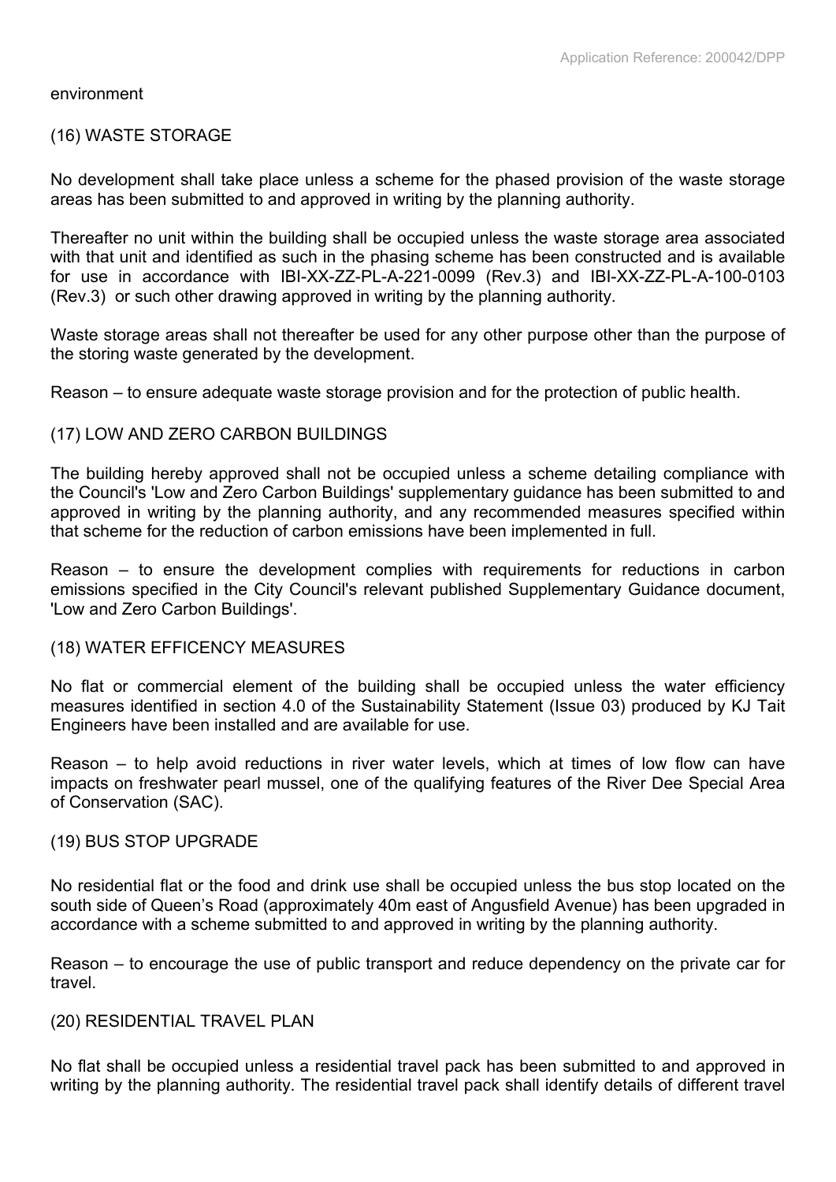environment

(16) WASTE STORAGE

No development shall take place unless a scheme for the phased provision of the waste storage areas has been submitted to and approved in writing by the planning authority.

Thereafter no unit within the building shall be occupied unless the waste storage area associated with that unit and identified as such in the phasing scheme has been constructed and is available for use in accordance with IBI-XX-ZZ-PL-A-221-0099 (Rev.3) and IBI-XX-ZZ-PL-A-100-0103 (Rev.3) or such other drawing approved in writing by the planning authority.

Waste storage areas shall not thereafter be used for any other purpose other than the purpose of the storing waste generated by the development.

Reason – to ensure adequate waste storage provision and for the protection of public health.

(17) LOW AND ZERO CARBON BUILDINGS

The building hereby approved shall not be occupied unless a scheme detailing compliance with the Council's 'Low and Zero Carbon Buildings' supplementary guidance has been submitted to and approved in writing by the planning authority, and any recommended measures specified within that scheme for the reduction of carbon emissions have been implemented in full.

Reason – to ensure the development complies with requirements for reductions in carbon emissions specified in the City Council's relevant published Supplementary Guidance document, 'Low and Zero Carbon Buildings'.

(18) WATER EFFICENCY MEASURES

No flat or commercial element of the building shall be occupied unless the water efficiency measures identified in section 4.0 of the Sustainability Statement (Issue 03) produced by KJ Tait Engineers have been installed and are available for use.

Reason – to help avoid reductions in river water levels, which at times of low flow can have impacts on freshwater pearl mussel, one of the qualifying features of the River Dee Special Area of Conservation (SAC).

(19) BUS STOP UPGRADE

No residential flat or the food and drink use shall be occupied unless the bus stop located on the south side of Queen's Road (approximately 40m east of Angusfield Avenue) has been upgraded in accordance with a scheme submitted to and approved in writing by the planning authority.

Reason – to encourage the use of public transport and reduce dependency on the private car for travel.

(20) RESIDENTIAL TRAVEL PLAN

No flat shall be occupied unless a residential travel pack has been submitted to and approved in writing by the planning authority. The residential travel pack shall identify details of different travel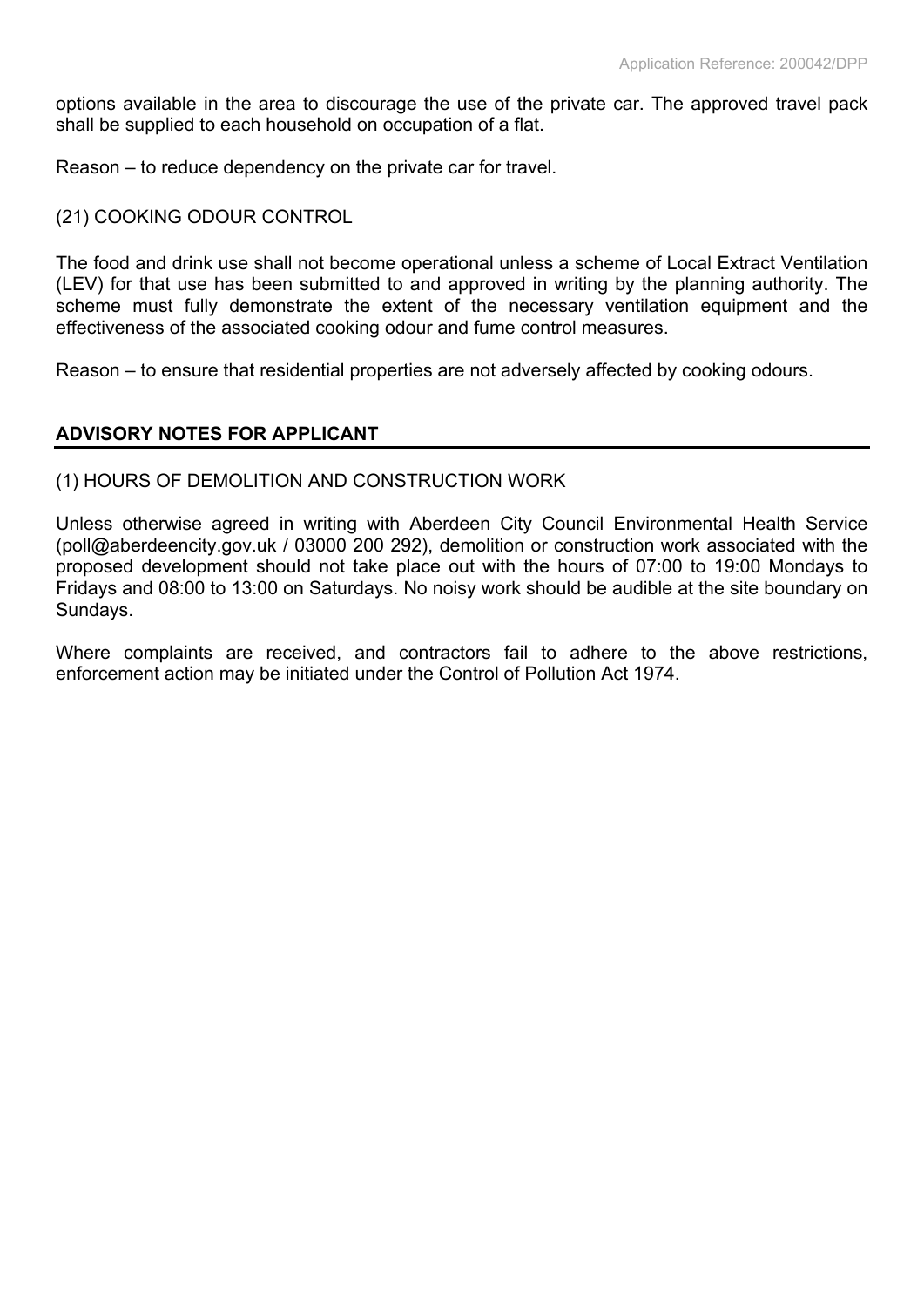options available in the area to discourage the use of the private car. The approved travel pack shall be supplied to each household on occupation of a flat.

Reason – to reduce dependency on the private car for travel.

(21) COOKING ODOUR CONTROL

The food and drink use shall not become operational unless a scheme of Local Extract Ventilation (LEV) for that use has been submitted to and approved in writing by the planning authority. The scheme must fully demonstrate the extent of the necessary ventilation equipment and the effectiveness of the associated cooking odour and fume control measures.

Reason – to ensure that residential properties are not adversely affected by cooking odours.

## ADVISORY NOTES FOR APPLICANT

(1) HOURS OF DEMOLITION AND CONSTRUCTION WORK

Unless otherwise agreed in writing with Aberdeen City Council Environmental Health Service (poll@aberdeencity.gov.uk / 03000 200 292), demolition or construction work associated with the proposed development should not take place out with the hours of 07:00 to 19:00 Mondays to Fridays and 08:00 to 13:00 on Saturdays. No noisy work should be audible at the site boundary on Sundays.

Where complaints are received, and contractors fail to adhere to the above restrictions, enforcement action may be initiated under the Control of Pollution Act 1974.